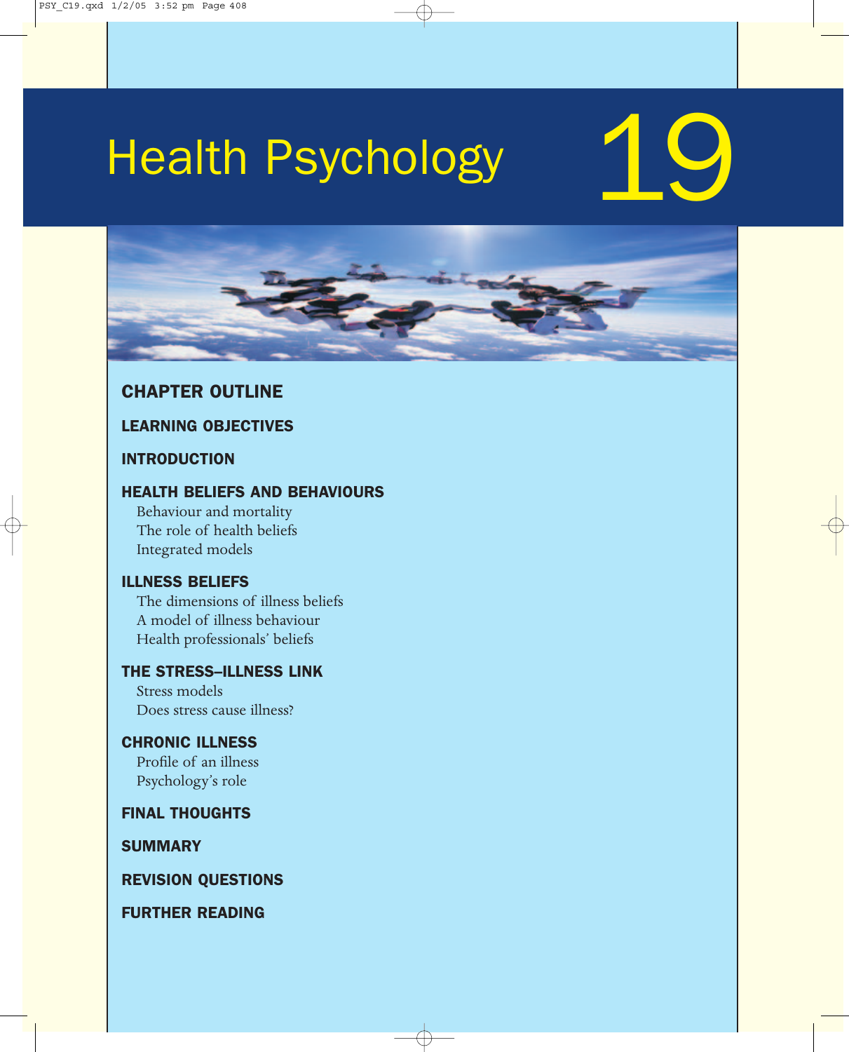# Health Psychology 19

## CHAPTER OUTLINE

**LEARNING OBJECTIVES**

**INTRODUCTION**

**HEALTH BELIEFS AND BEHAVIOURS**
- Behaviour and mortality
- The role of health beliefs
- Integrated models

**ILLNESS BELIEFS**
- The dimensions of illness beliefs
- A model of illness behaviour
- Health professionals' beliefs

**THE STRESS–ILLNESS LINK**
- Stress models
- Does stress cause illness?

**CHRONIC ILLNESS**
- Profile of an illness
- Psychology's role

**FINAL THOUGHTS**

**SUMMARY**

**REVISION QUESTIONS**

**FURTHER READING**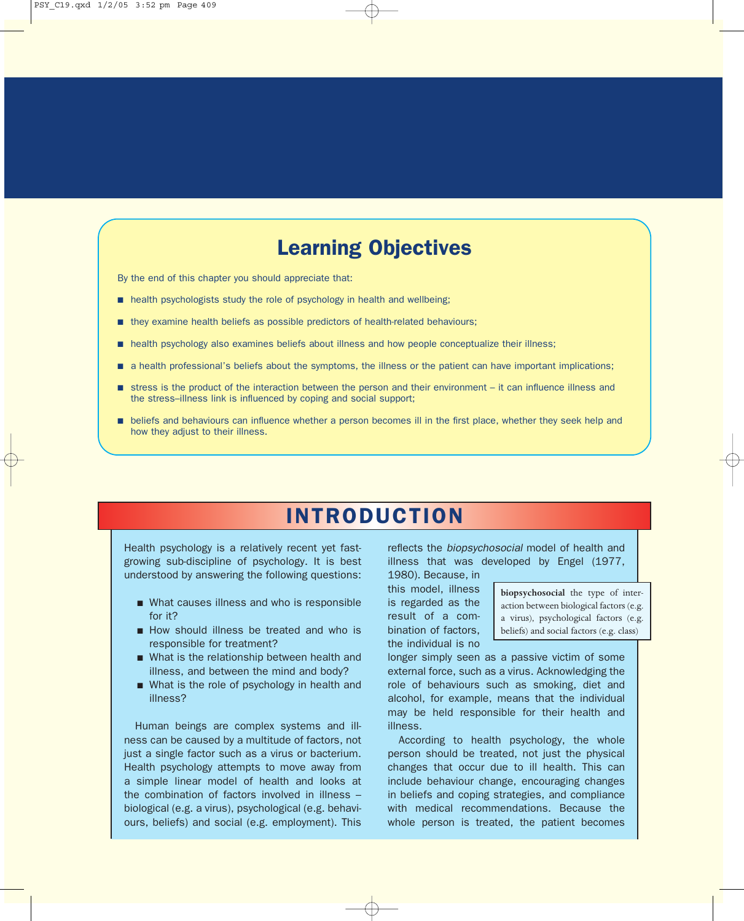## Learning Objectives

By the end of this chapter you should appreciate that:

- health psychologists study the role of psychology in health and wellbeing;
- they examine health beliefs as possible predictors of health-related behaviours;
- health psychology also examines beliefs about illness and how people conceptualize their illness;
- a health professional's beliefs about the symptoms, the illness or the patient can have important implications;
- stress is the product of the interaction between the person and their environment – it can influence illness and the stress–illness link is influenced by coping and social support;
- beliefs and behaviours can influence whether a person becomes ill in the first place, whether they seek help and how they adjust to their illness.

# INTRODUCTION

Health psychology is a relatively recent yet fast-growing sub-discipline of psychology. It is best understood by answering the following questions:

- What causes illness and who is responsible for it?
- How should illness be treated and who is responsible for treatment?
- What is the relationship between health and illness, and between the mind and body?
- What is the role of psychology in health and illness?

Human beings are complex systems and illness can be caused by a multitude of factors, not just a single factor such as a virus or bacterium. Health psychology attempts to move away from a simple linear model of health and looks at the combination of factors involved in illness – biological (e.g. a virus), psychological (e.g. behaviours, beliefs) and social (e.g. employment). This reflects the *biopsychosocial* model of health and illness that was developed by Engel (1977, 1980). Because, in this model, illness is regarded as the result of a combination of factors, the individual is no longer simply seen as a passive victim of some external force, such as a virus. Acknowledging the role of behaviours such as smoking, diet and alcohol, for example, means that the individual may be held responsible for their health and illness.

**biopsychosocial** the type of interaction between biological factors (e.g. a virus), psychological factors (e.g. beliefs) and social factors (e.g. class)

According to health psychology, the whole person should be treated, not just the physical changes that occur due to ill health. This can include behaviour change, encouraging changes in beliefs and coping strategies, and compliance with medical recommendations. Because the whole person is treated, the patient becomes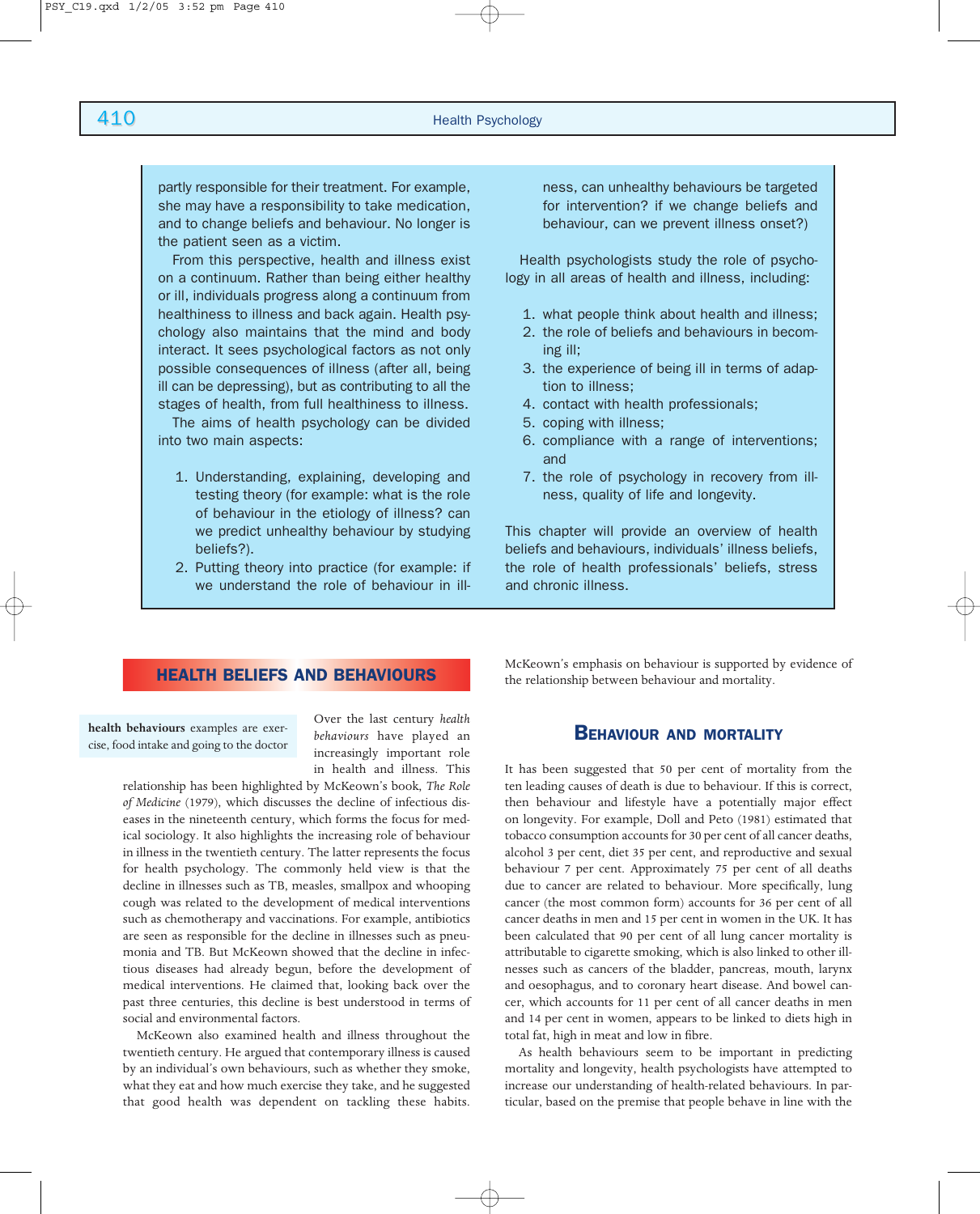partly responsible for their treatment. For example, she may have a responsibility to take medication, and to change beliefs and behaviour. No longer is the patient seen as a victim.

From this perspective, health and illness exist on a continuum. Rather than being either healthy or ill, individuals progress along a continuum from healthiness to illness and back again. Health psychology also maintains that the mind and body interact. It sees psychological factors as not only possible consequences of illness (after all, being ill can be depressing), but as contributing to all the stages of health, from full healthiness to illness.

The aims of health psychology can be divided into two main aspects:

1. Understanding, explaining, developing and testing theory (for example: what is the role of behaviour in the etiology of illness? can we predict unhealthy behaviour by studying beliefs?).
2. Putting theory into practice (for example: if we understand the role of behaviour in illness, can unhealthy behaviours be targeted for intervention? if we change beliefs and behaviour, can we prevent illness onset?)

Health psychologists study the role of psychology in all areas of health and illness, including:

1. what people think about health and illness;
2. the role of beliefs and behaviours in becoming ill;
3. the experience of being ill in terms of adaptation to illness;
4. contact with health professionals;
5. coping with illness;
6. compliance with a range of interventions; and
7. the role of psychology in recovery from illness, quality of life and longevity.

This chapter will provide an overview of health beliefs and behaviours, individuals' illness beliefs, the role of health professionals' beliefs, stress and chronic illness.

## HEALTH BELIEFS AND BEHAVIOURS

**health behaviours** examples are exercise, food intake and going to the doctor

Over the last century *health behaviours* have played an increasingly important role in health and illness. This relationship has been highlighted by McKeown's book, *The Role of Medicine* (1979), which discusses the decline of infectious diseases in the nineteenth century, which forms the focus for medical sociology. It also highlights the increasing role of behaviour in illness in the twentieth century. The latter represents the focus for health psychology. The commonly held view is that the decline in illnesses such as TB, measles, smallpox and whooping cough was related to the development of medical interventions such as chemotherapy and vaccinations. For example, antibiotics are seen as responsible for the decline in illnesses such as pneumonia and TB. But McKeown showed that the decline in infectious diseases had already begun, before the development of medical interventions. He claimed that, looking back over the past three centuries, this decline is best understood in terms of social and environmental factors.

McKeown also examined health and illness throughout the twentieth century. He argued that contemporary illness is caused by an individual's own behaviours, such as whether they smoke, what they eat and how much exercise they take, and he suggested that good health was dependent on tackling these habits. McKeown's emphasis on behaviour is supported by evidence of the relationship between behaviour and mortality.

### BEHAVIOUR AND MORTALITY

It has been suggested that 50 per cent of mortality from the ten leading causes of death is due to behaviour. If this is correct, then behaviour and lifestyle have a potentially major effect on longevity. For example, Doll and Peto (1981) estimated that tobacco consumption accounts for 30 per cent of all cancer deaths, alcohol 3 per cent, diet 35 per cent, and reproductive and sexual behaviour 7 per cent. Approximately 75 per cent of all deaths due to cancer are related to behaviour. More specifically, lung cancer (the most common form) accounts for 36 per cent of all cancer deaths in men and 15 per cent in women in the UK. It has been calculated that 90 per cent of all lung cancer mortality is attributable to cigarette smoking, which is also linked to other illnesses such as cancers of the bladder, pancreas, mouth, larynx and oesophagus, and to coronary heart disease. And bowel cancer, which accounts for 11 per cent of all cancer deaths in men and 14 per cent in women, appears to be linked to diets high in total fat, high in meat and low in fibre.

As health behaviours seem to be important in predicting mortality and longevity, health psychologists have attempted to increase our understanding of health-related behaviours. In particular, based on the premise that people behave in line with the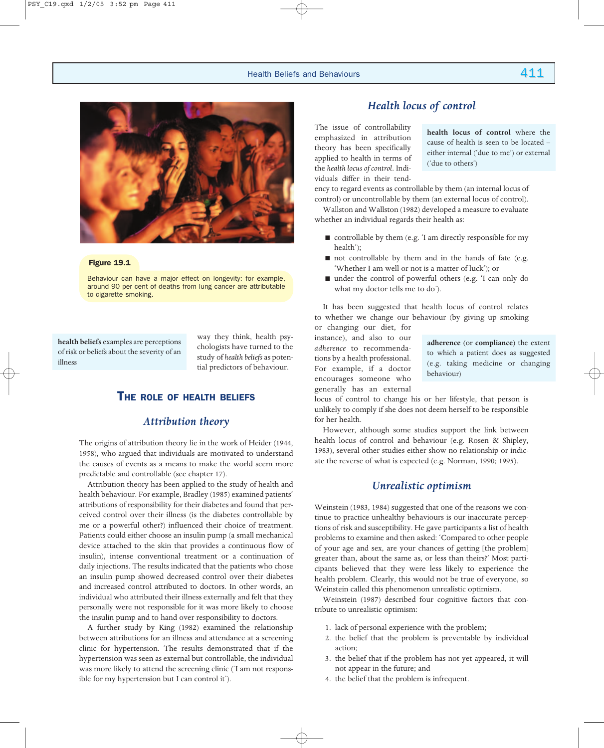**Figure 19.1**

Behaviour can have a major effect on longevity: for example, around 90 per cent of deaths from lung cancer are attributable to cigarette smoking.

way they think, health psychologists have turned to the study of *health beliefs* as potential predictors of behaviour.

> **health beliefs** examples are perceptions of risk or beliefs about the severity of an illness

## THE ROLE OF HEALTH BELIEFS

### *Attribution theory*

The origins of attribution theory lie in the work of Heider (1944, 1958), who argued that individuals are motivated to understand the causes of events as a means to make the world seem more predictable and controllable (see chapter 17).

Attribution theory has been applied to the study of health and health behaviour. For example, Bradley (1985) examined patients' attributions of responsibility for their diabetes and found that perceived control over their illness (is the diabetes controllable by me or a powerful other?) influenced their choice of treatment. Patients could either choose an insulin pump (a small mechanical device attached to the skin that provides a continuous flow of insulin), intense conventional treatment or a continuation of daily injections. The results indicated that the patients who chose an insulin pump showed decreased control over their diabetes and increased control attributed to doctors. In other words, an individual who attributed their illness externally and felt that they personally were not responsible for it was more likely to choose the insulin pump and to hand over responsibility to doctors.

A further study by King (1982) examined the relationship between attributions for an illness and attendance at a screening clinic for hypertension. The results demonstrated that if the hypertension was seen as external but controllable, the individual was more likely to attend the screening clinic ('I am not responsible for my hypertension but I can control it').

### *Health locus of control*

The issue of controllability emphasized in attribution theory has been specifically applied to health in terms of the *health locus of control*. Individuals differ in their tendency to regard events as controllable by them (an internal locus of control) or uncontrollable by them (an external locus of control).

> **health locus of control** where the cause of health is seen to be located – either internal ('due to me') or external ('due to others')

Wallston and Wallston (1982) developed a measure to evaluate whether an individual regards their health as:

- controllable by them (e.g. 'I am directly responsible for my health');
- not controllable by them and in the hands of fate (e.g. 'Whether I am well or not is a matter of luck'); or
- under the control of powerful others (e.g. 'I can only do what my doctor tells me to do').

It has been suggested that health locus of control relates to whether we change our behaviour (by giving up smoking or changing our diet, for instance), and also to our *adherence* to recommendations by a health professional. For example, if a doctor encourages someone who generally has an external locus of control to change his or her lifestyle, that person is unlikely to comply if she does not deem herself to be responsible for her health.

> **adherence** (or **compliance**) the extent to which a patient does as suggested (e.g. taking medicine or changing behaviour)

However, although some studies support the link between health locus of control and behaviour (e.g. Rosen & Shipley, 1983), several other studies either show no relationship or indicate the reverse of what is expected (e.g. Norman, 1990; 1995).

### *Unrealistic optimism*

Weinstein (1983, 1984) suggested that one of the reasons we continue to practice unhealthy behaviours is our inaccurate perceptions of risk and susceptibility. He gave participants a list of health problems to examine and then asked: 'Compared to other people of your age and sex, are your chances of getting [the problem] greater than, about the same as, or less than theirs?' Most participants believed that they were less likely to experience the health problem. Clearly, this would not be true of everyone, so Weinstein called this phenomenon unrealistic optimism.

Weinstein (1987) described four cognitive factors that contribute to unrealistic optimism:

1. lack of personal experience with the problem;
2. the belief that the problem is preventable by individual action;
3. the belief that if the problem has not yet appeared, it will not appear in the future; and
4. the belief that the problem is infrequent.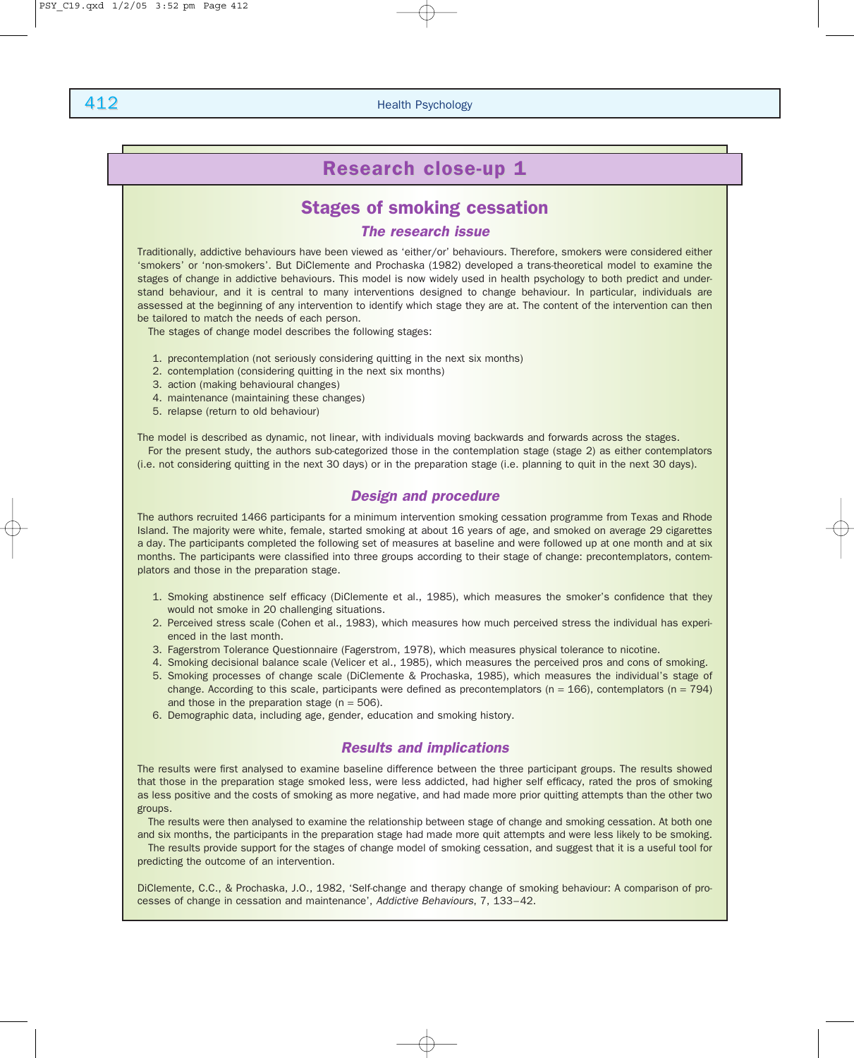## Research close-up 1

### Stages of smoking cessation

#### *The research issue*

Traditionally, addictive behaviours have been viewed as 'either/or' behaviours. Therefore, smokers were considered either 'smokers' or 'non-smokers'. But DiClemente and Prochaska (1982) developed a trans-theoretical model to examine the stages of change in addictive behaviours. This model is now widely used in health psychology to both predict and understand behaviour, and it is central to many interventions designed to change behaviour. In particular, individuals are assessed at the beginning of any intervention to identify which stage they are at. The content of the intervention can then be tailored to match the needs of each person.

The stages of change model describes the following stages:

1. precontemplation (not seriously considering quitting in the next six months)
2. contemplation (considering quitting in the next six months)
3. action (making behavioural changes)
4. maintenance (maintaining these changes)
5. relapse (return to old behaviour)

The model is described as dynamic, not linear, with individuals moving backwards and forwards across the stages.

For the present study, the authors sub-categorized those in the contemplation stage (stage 2) as either contemplators (i.e. not considering quitting in the next 30 days) or in the preparation stage (i.e. planning to quit in the next 30 days).

#### *Design and procedure*

The authors recruited 1466 participants for a minimum intervention smoking cessation programme from Texas and Rhode Island. The majority were white, female, started smoking at about 16 years of age, and smoked on average 29 cigarettes a day. The participants completed the following set of measures at baseline and were followed up at one month and at six months. The participants were classified into three groups according to their stage of change: precontemplators, contemplators and those in the preparation stage.

1. Smoking abstinence self efficacy (DiClemente et al., 1985), which measures the smoker's confidence that they would not smoke in 20 challenging situations.
2. Perceived stress scale (Cohen et al., 1983), which measures how much perceived stress the individual has experienced in the last month.
3. Fagerstrom Tolerance Questionnaire (Fagerstrom, 1978), which measures physical tolerance to nicotine.
4. Smoking decisional balance scale (Velicer et al., 1985), which measures the perceived pros and cons of smoking.
5. Smoking processes of change scale (DiClemente & Prochaska, 1985), which measures the individual's stage of change. According to this scale, participants were defined as precontemplators (n = 166), contemplators (n = 794) and those in the preparation stage (n = 506).
6. Demographic data, including age, gender, education and smoking history.

#### *Results and implications*

The results were first analysed to examine baseline difference between the three participant groups. The results showed that those in the preparation stage smoked less, were less addicted, had higher self efficacy, rated the pros of smoking as less positive and the costs of smoking as more negative, and had made more prior quitting attempts than the other two groups.

The results were then analysed to examine the relationship between stage of change and smoking cessation. At both one and six months, the participants in the preparation stage had made more quit attempts and were less likely to be smoking.

The results provide support for the stages of change model of smoking cessation, and suggest that it is a useful tool for predicting the outcome of an intervention.

DiClemente, C.C., & Prochaska, J.O., 1982, 'Self-change and therapy change of smoking behaviour: A comparison of processes of change in cessation and maintenance', *Addictive Behaviours*, 7, 133–42.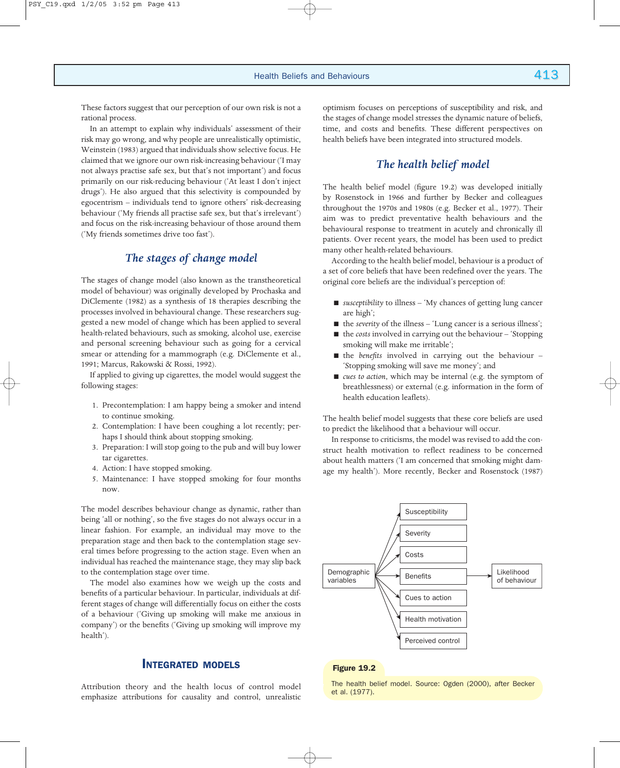These factors suggest that our perception of our own risk is not a rational process.

In an attempt to explain why individuals' assessment of their risk may go wrong, and why people are unrealistically optimistic, Weinstein (1983) argued that individuals show selective focus. He claimed that we ignore our own risk-increasing behaviour ('I may not always practise safe sex, but that's not important') and focus primarily on our risk-reducing behaviour ('At least I don't inject drugs'). He also argued that this selectivity is compounded by egocentrism – individuals tend to ignore others' risk-decreasing behaviour ('My friends all practise safe sex, but that's irrelevant') and focus on the risk-increasing behaviour of those around them ('My friends sometimes drive too fast').

### *The stages of change model*

The stages of change model (also known as the transtheoretical model of behaviour) was originally developed by Prochaska and DiClemente (1982) as a synthesis of 18 therapies describing the processes involved in behavioural change. These researchers suggested a new model of change which has been applied to several health-related behaviours, such as smoking, alcohol use, exercise and personal screening behaviour such as going for a cervical smear or attending for a mammograph (e.g. DiClemente et al., 1991; Marcus, Rakowski & Rossi, 1992).

If applied to giving up cigarettes, the model would suggest the following stages:

1. Precontemplation: I am happy being a smoker and intend to continue smoking.
2. Contemplation: I have been coughing a lot recently; perhaps I should think about stopping smoking.
3. Preparation: I will stop going to the pub and will buy lower tar cigarettes.
4. Action: I have stopped smoking.
5. Maintenance: I have stopped smoking for four months now.

The model describes behaviour change as dynamic, rather than being 'all or nothing', so the five stages do not always occur in a linear fashion. For example, an individual may move to the preparation stage and then back to the contemplation stage several times before progressing to the action stage. Even when an individual has reached the maintenance stage, they may slip back to the contemplation stage over time.

The model also examines how we weigh up the costs and benefits of a particular behaviour. In particular, individuals at different stages of change will differentially focus on either the costs of a behaviour ('Giving up smoking will make me anxious in company') or the benefits ('Giving up smoking will improve my health').

## Integrated models

Attribution theory and the health locus of control model emphasize attributions for causality and control, unrealistic optimism focuses on perceptions of susceptibility and risk, and the stages of change model stresses the dynamic nature of beliefs, time, and costs and benefits. These different perspectives on health beliefs have been integrated into structured models.

### *The health belief model*

The health belief model (figure 19.2) was developed initially by Rosenstock in 1966 and further by Becker and colleagues throughout the 1970s and 1980s (e.g. Becker et al., 1977). Their aim was to predict preventative health behaviours and the behavioural response to treatment in acutely and chronically ill patients. Over recent years, the model has been used to predict many other health-related behaviours.

According to the health belief model, behaviour is a product of a set of core beliefs that have been redefined over the years. The original core beliefs are the individual's perception of:

- *susceptibility* to illness – 'My chances of getting lung cancer are high';
- the *severity* of the illness – 'Lung cancer is a serious illness';
- the *costs* involved in carrying out the behaviour – 'Stopping smoking will make me irritable';
- the *benefits* involved in carrying out the behaviour – 'Stopping smoking will save me money'; and
- *cues to action*, which may be internal (e.g. the symptom of breathlessness) or external (e.g. information in the form of health education leaflets).

The health belief model suggests that these core beliefs are used to predict the likelihood that a behaviour will occur.

In response to criticisms, the model was revised to add the construct health motivation to reflect readiness to be concerned about health matters ('I am concerned that smoking might damage my health'). More recently, Becker and Rosenstock (1987)

Demographic variables

Susceptibility

Severity

Costs

Benefits

Cues to action

Health motivation

Perceived control

Likelihood of behaviour

**Figure 19.2**

The health belief model. Source: Ogden (2000), after Becker et al. (1977).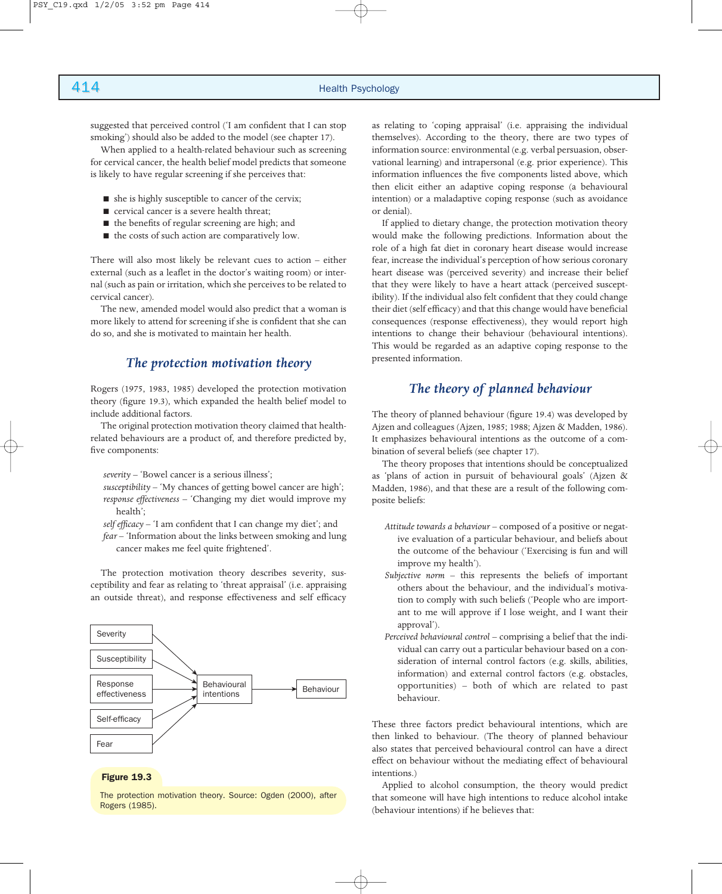suggested that perceived control ('I am confident that I can stop smoking') should also be added to the model (see chapter 17).

When applied to a health-related behaviour such as screening for cervical cancer, the health belief model predicts that someone is likely to have regular screening if she perceives that:

- she is highly susceptible to cancer of the cervix;
- cervical cancer is a severe health threat;
- the benefits of regular screening are high; and
- the costs of such action are comparatively low.

There will also most likely be relevant cues to action – either external (such as a leaflet in the doctor's waiting room) or internal (such as pain or irritation, which she perceives to be related to cervical cancer).

The new, amended model would also predict that a woman is more likely to attend for screening if she is confident that she can do so, and she is motivated to maintain her health.

## The protection motivation theory

Rogers (1975, 1983, 1985) developed the protection motivation theory (figure 19.3), which expanded the health belief model to include additional factors.

The original protection motivation theory claimed that health-related behaviours are a product of, and therefore predicted by, five components:

*severity* – 'Bowel cancer is a serious illness';
*susceptibility* – 'My chances of getting bowel cancer are high';
*response effectiveness* – 'Changing my diet would improve my health';
*self efficacy* – 'I am confident that I can change my diet'; and
*fear* – 'Information about the links between smoking and lung cancer makes me feel quite frightened'.

The protection motivation theory describes severity, susceptibility and fear as relating to 'threat appraisal' (i.e. appraising an outside threat), and response effectiveness and self efficacy as relating to 'coping appraisal' (i.e. appraising the individual themselves). According to the theory, there are two types of information source: environmental (e.g. verbal persuasion, observational learning) and intrapersonal (e.g. prior experience). This information influences the five components listed above, which then elicit either an adaptive coping response (a behavioural intention) or a maladaptive coping response (such as avoidance or denial).

If applied to dietary change, the protection motivation theory would make the following predictions. Information about the role of a high fat diet in coronary heart disease would increase fear, increase the individual's perception of how serious coronary heart disease was (perceived severity) and increase their belief that they were likely to have a heart attack (perceived susceptibility). If the individual also felt confident that they could change their diet (self efficacy) and that this change would have beneficial consequences (response effectiveness), they would report high intentions to change their behaviour (behavioural intentions). This would be regarded as an adaptive coping response to the presented information.

Severity / Susceptibility / Response effectiveness / Self-efficacy / Fear → Behavioural intentions → Behaviour

**Figure 19.3**

The protection motivation theory. Source: Ogden (2000), after Rogers (1985).

## The theory of planned behaviour

The theory of planned behaviour (figure 19.4) was developed by Ajzen and colleagues (Ajzen, 1985; 1988; Ajzen & Madden, 1986). It emphasizes behavioural intentions as the outcome of a combination of several beliefs (see chapter 17).

The theory proposes that intentions should be conceptualized as 'plans of action in pursuit of behavioural goals' (Ajzen & Madden, 1986), and that these are a result of the following composite beliefs:

*Attitude towards a behaviour* – composed of a positive or negative evaluation of a particular behaviour, and beliefs about the outcome of the behaviour ('Exercising is fun and will improve my health').
*Subjective norm* – this represents the beliefs of important others about the behaviour, and the individual's motivation to comply with such beliefs ('People who are important to me will approve if I lose weight, and I want their approval').
*Perceived behavioural control* – comprising a belief that the individual can carry out a particular behaviour based on a consideration of internal control factors (e.g. skills, abilities, information) and external control factors (e.g. obstacles, opportunities) – both of which are related to past behaviour.

These three factors predict behavioural intentions, which are then linked to behaviour. (The theory of planned behaviour also states that perceived behavioural control can have a direct effect on behaviour without the mediating effect of behavioural intentions.)

Applied to alcohol consumption, the theory would predict that someone will have high intentions to reduce alcohol intake (behaviour intentions) if he believes that: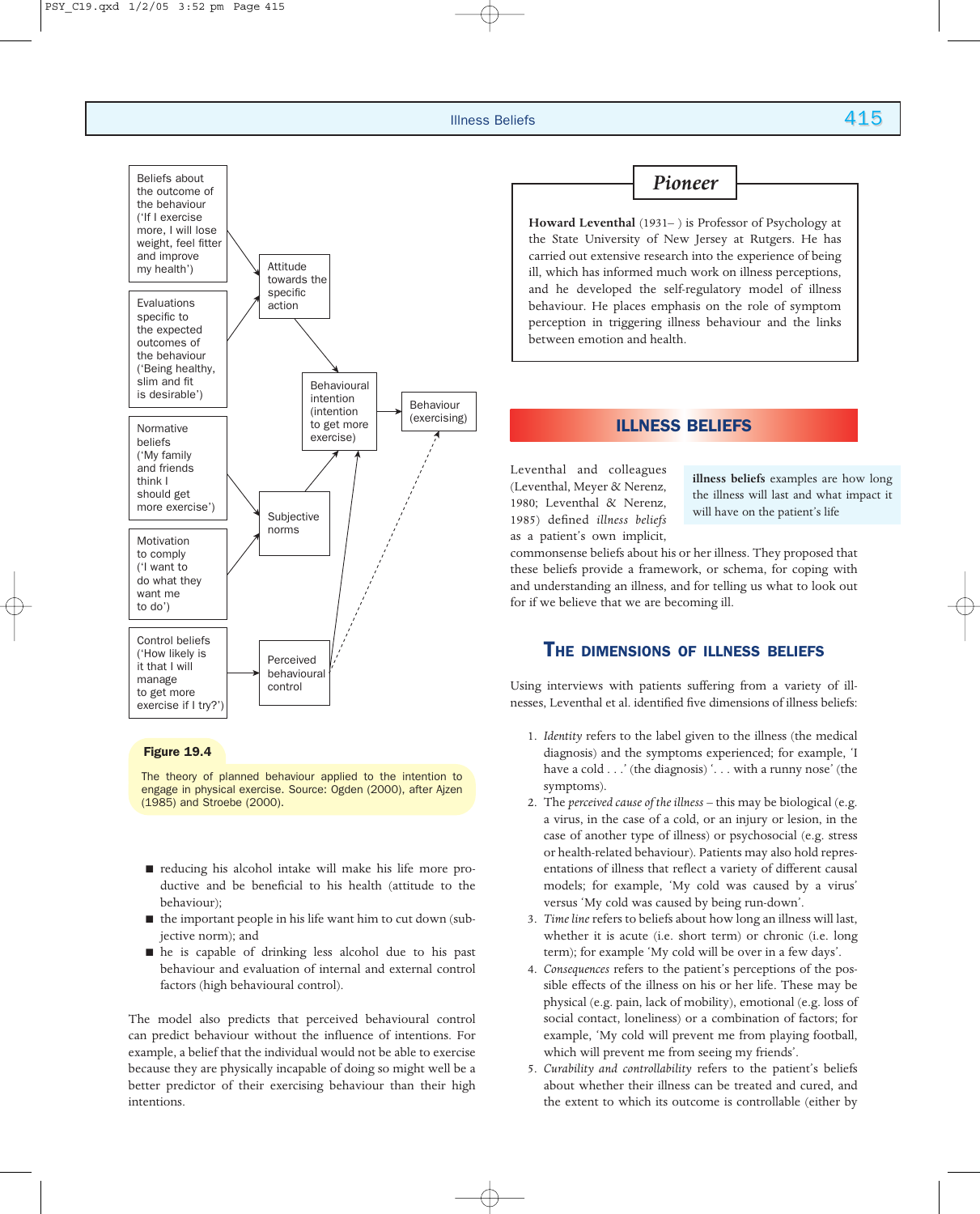Beliefs about the outcome of the behaviour ('If I exercise more, I will lose weight, feel fitter and improve my health')

Evaluations specific to the expected outcomes of the behaviour ('Being healthy, slim and fit is desirable')

Normative beliefs ('My family and friends think I should get more exercise')

Motivation to comply ('I want to do what they want me to do')

Control beliefs ('How likely is it that I will manage to get more exercise if I try?')

Attitude towards the specific action

Subjective norms

Perceived behavioural control

Behavioural intention (intention to get more exercise)

Behaviour (exercising)

**Figure 19.4**

The theory of planned behaviour applied to the intention to engage in physical exercise. Source: Ogden (2000), after Ajzen (1985) and Stroebe (2000).

- reducing his alcohol intake will make his life more productive and be beneficial to his health (attitude to the behaviour);
- the important people in his life want him to cut down (subjective norm); and
- he is capable of drinking less alcohol due to his past behaviour and evaluation of internal and external control factors (high behavioural control).

The model also predicts that perceived behavioural control can predict behaviour without the influence of intentions. For example, a belief that the individual would not be able to exercise because they are physically incapable of doing so might well be a better predictor of their exercising behaviour than their high intentions.

## *Pioneer*

**Howard Leventhal** (1931– ) is Professor of Psychology at the State University of New Jersey at Rutgers. He has carried out extensive research into the experience of being ill, which has informed much work on illness perceptions, and he developed the self-regulatory model of illness behaviour. He places emphasis on the role of symptom perception in triggering illness behaviour and the links between emotion and health.

# ILLNESS BELIEFS

Leventhal and colleagues (Leventhal, Meyer & Nerenz, 1980; Leventhal & Nerenz, 1985) defined *illness beliefs* as a patient's own implicit, commonsense beliefs about his or her illness. They proposed that these beliefs provide a framework, or schema, for coping with and understanding an illness, and for telling us what to look out for if we believe that we are becoming ill.

**illness beliefs** examples are how long the illness will last and what impact it will have on the patient's life

## The dimensions of illness beliefs

Using interviews with patients suffering from a variety of illnesses, Leventhal et al. identified five dimensions of illness beliefs:

1. *Identity* refers to the label given to the illness (the medical diagnosis) and the symptoms experienced; for example, 'I have a cold . . .' (the diagnosis) '. . . with a runny nose' (the symptoms).
2. The *perceived cause of the illness* – this may be biological (e.g. a virus, in the case of a cold, or an injury or lesion, in the case of another type of illness) or psychosocial (e.g. stress or health-related behaviour). Patients may also hold representations of illness that reflect a variety of different causal models; for example, 'My cold was caused by a virus' versus 'My cold was caused by being run-down'.
3. *Time line* refers to beliefs about how long an illness will last, whether it is acute (i.e. short term) or chronic (i.e. long term); for example 'My cold will be over in a few days'.
4. *Consequences* refers to the patient's perceptions of the possible effects of the illness on his or her life. These may be physical (e.g. pain, lack of mobility), emotional (e.g. loss of social contact, loneliness) or a combination of factors; for example, 'My cold will prevent me from playing football, which will prevent me from seeing my friends'.
5. *Curability and controllability* refers to the patient's beliefs about whether their illness can be treated and cured, and the extent to which its outcome is controllable (either by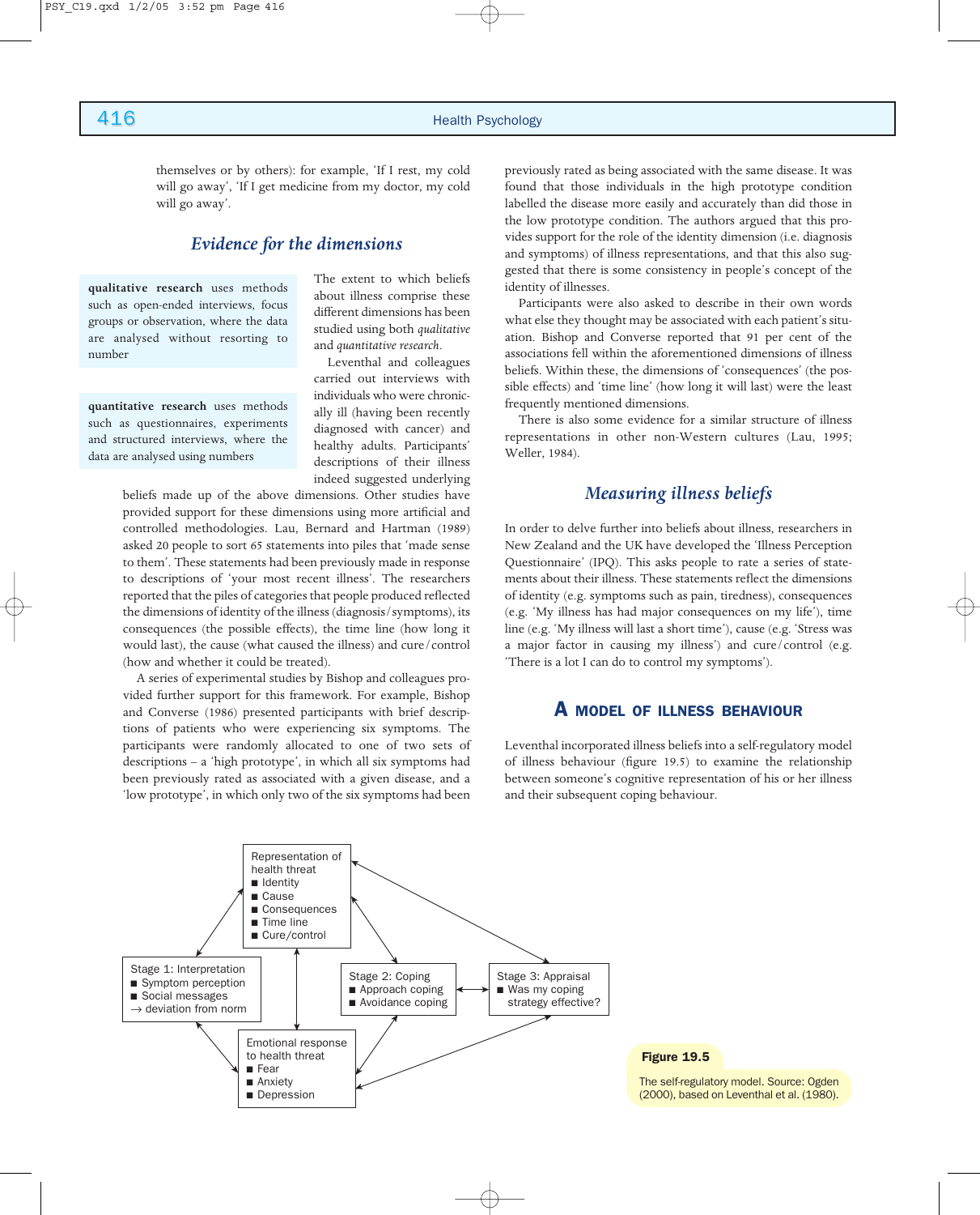themselves or by others): for example, 'If I rest, my cold will go away', 'If I get medicine from my doctor, my cold will go away'.

## *Evidence for the dimensions*

> **qualitative research** uses methods such as open-ended interviews, focus groups or observation, where the data are analysed without resorting to number

> **quantitative research** uses methods such as questionnaires, experiments and structured interviews, where the data are analysed using numbers

The extent to which beliefs about illness comprise these different dimensions has been studied using both *qualitative* and *quantitative research*.

Leventhal and colleagues carried out interviews with individuals who were chronically ill (having been recently diagnosed with cancer) and healthy adults. Participants' descriptions of their illness indeed suggested underlying beliefs made up of the above dimensions. Other studies have provided support for these dimensions using more artificial and controlled methodologies. Lau, Bernard and Hartman (1989) asked 20 people to sort 65 statements into piles that 'made sense to them'. These statements had been previously made in response to descriptions of 'your most recent illness'. The researchers reported that the piles of categories that people produced reflected the dimensions of identity of the illness (diagnosis/symptoms), its consequences (the possible effects), the time line (how long it would last), the cause (what caused the illness) and cure/control (how and whether it could be treated).

A series of experimental studies by Bishop and colleagues provided further support for this framework. For example, Bishop and Converse (1986) presented participants with brief descriptions of patients who were experiencing six symptoms. The participants were randomly allocated to one of two sets of descriptions – a 'high prototype', in which all six symptoms had been previously rated as associated with a given disease, and a 'low prototype', in which only two of the six symptoms had been previously rated as being associated with the same disease. It was found that those individuals in the high prototype condition labelled the disease more easily and accurately than did those in the low prototype condition. The authors argued that this provides support for the role of the identity dimension (i.e. diagnosis and symptoms) of illness representations, and that this also suggested that there is some consistency in people's concept of the identity of illnesses.

Participants were also asked to describe in their own words what else they thought may be associated with each patient's situation. Bishop and Converse reported that 91 per cent of the associations fell within the aforementioned dimensions of illness beliefs. Within these, the dimensions of 'consequences' (the possible effects) and 'time line' (how long it will last) were the least frequently mentioned dimensions.

There is also some evidence for a similar structure of illness representations in other non-Western cultures (Lau, 1995; Weller, 1984).

## *Measuring illness beliefs*

In order to delve further into beliefs about illness, researchers in New Zealand and the UK have developed the 'Illness Perception Questionnaire' (IPQ). This asks people to rate a series of statements about their illness. These statements reflect the dimensions of identity (e.g. symptoms such as pain, tiredness), consequences (e.g. 'My illness has had major consequences on my life'), time line (e.g. 'My illness will last a short time'), cause (e.g. 'Stress was a major factor in causing my illness') and cure/control (e.g. 'There is a lot I can do to control my symptoms').

# A MODEL OF ILLNESS BEHAVIOUR

Leventhal incorporated illness beliefs into a self-regulatory model of illness behaviour (figure 19.5) to examine the relationship between someone's cognitive representation of his or her illness and their subsequent coping behaviour.

**Figure 19.5**

The self-regulatory model. Source: Ogden (2000), based on Leventhal et al. (1980).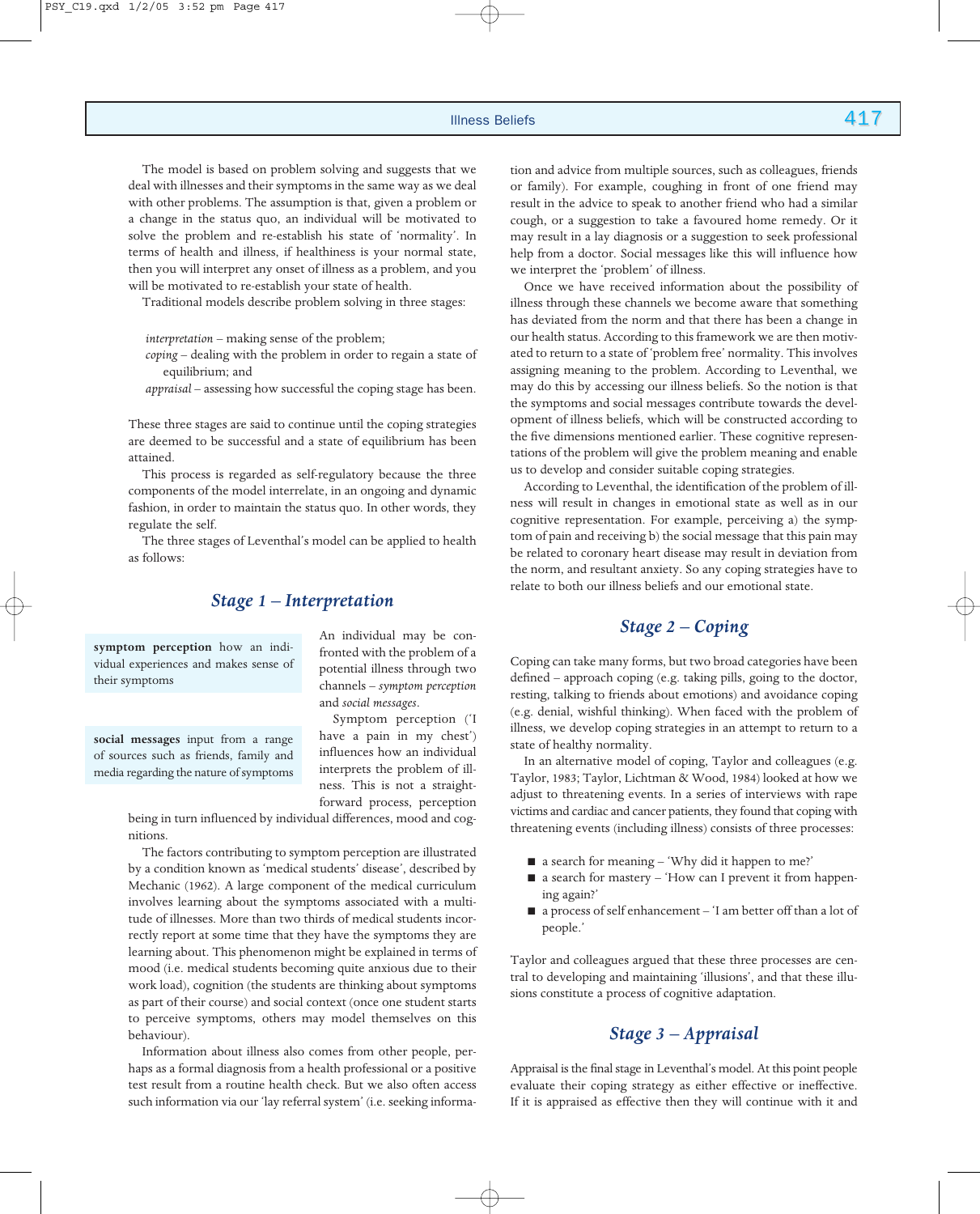The model is based on problem solving and suggests that we deal with illnesses and their symptoms in the same way as we deal with other problems. The assumption is that, given a problem or a change in the status quo, an individual will be motivated to solve the problem and re-establish his state of 'normality'. In terms of health and illness, if healthiness is your normal state, then you will interpret any onset of illness as a problem, and you will be motivated to re-establish your state of health.

Traditional models describe problem solving in three stages:

*interpretation* – making sense of the problem;
*coping* – dealing with the problem in order to regain a state of equilibrium; and
*appraisal* – assessing how successful the coping stage has been.

These three stages are said to continue until the coping strategies are deemed to be successful and a state of equilibrium has been attained.

This process is regarded as self-regulatory because the three components of the model interrelate, in an ongoing and dynamic fashion, in order to maintain the status quo. In other words, they regulate the self.

The three stages of Leventhal's model can be applied to health as follows:

## *Stage 1 – Interpretation*

**symptom perception** how an individual experiences and makes sense of their symptoms

**social messages** input from a range of sources such as friends, family and media regarding the nature of symptoms

An individual may be confronted with the problem of a potential illness through two channels – *symptom perception* and *social messages*.

Symptom perception ('I have a pain in my chest') influences how an individual interprets the problem of illness. This is not a straightforward process, perception being in turn influenced by individual differences, mood and cognitions.

The factors contributing to symptom perception are illustrated by a condition known as 'medical students' disease', described by Mechanic (1962). A large component of the medical curriculum involves learning about the symptoms associated with a multitude of illnesses. More than two thirds of medical students incorrectly report at some time that they have the symptoms they are learning about. This phenomenon might be explained in terms of mood (i.e. medical students becoming quite anxious due to their work load), cognition (the students are thinking about symptoms as part of their course) and social context (once one student starts to perceive symptoms, others may model themselves on this behaviour).

Information about illness also comes from other people, perhaps as a formal diagnosis from a health professional or a positive test result from a routine health check. But we also often access such information via our 'lay referral system' (i.e. seeking information and advice from multiple sources, such as colleagues, friends or family). For example, coughing in front of one friend may result in the advice to speak to another friend who had a similar cough, or a suggestion to take a favoured home remedy. Or it may result in a lay diagnosis or a suggestion to seek professional help from a doctor. Social messages like this will influence how we interpret the 'problem' of illness.

Once we have received information about the possibility of illness through these channels we become aware that something has deviated from the norm and that there has been a change in our health status. According to this framework we are then motivated to return to a state of 'problem free' normality. This involves assigning meaning to the problem. According to Leventhal, we may do this by accessing our illness beliefs. So the notion is that the symptoms and social messages contribute towards the development of illness beliefs, which will be constructed according to the five dimensions mentioned earlier. These cognitive representations of the problem will give the problem meaning and enable us to develop and consider suitable coping strategies.

According to Leventhal, the identification of the problem of illness will result in changes in emotional state as well as in our cognitive representation. For example, perceiving a) the symptom of pain and receiving b) the social message that this pain may be related to coronary heart disease may result in deviation from the norm, and resultant anxiety. So any coping strategies have to relate to both our illness beliefs and our emotional state.

## *Stage 2 – Coping*

Coping can take many forms, but two broad categories have been defined – approach coping (e.g. taking pills, going to the doctor, resting, talking to friends about emotions) and avoidance coping (e.g. denial, wishful thinking). When faced with the problem of illness, we develop coping strategies in an attempt to return to a state of healthy normality.

In an alternative model of coping, Taylor and colleagues (e.g. Taylor, 1983; Taylor, Lichtman & Wood, 1984) looked at how we adjust to threatening events. In a series of interviews with rape victims and cardiac and cancer patients, they found that coping with threatening events (including illness) consists of three processes:

- a search for meaning – 'Why did it happen to me?'
- a search for mastery – 'How can I prevent it from happening again?'
- a process of self enhancement – 'I am better off than a lot of people.'

Taylor and colleagues argued that these three processes are central to developing and maintaining 'illusions', and that these illusions constitute a process of cognitive adaptation.

## *Stage 3 – Appraisal*

Appraisal is the final stage in Leventhal's model. At this point people evaluate their coping strategy as either effective or ineffective. If it is appraised as effective then they will continue with it and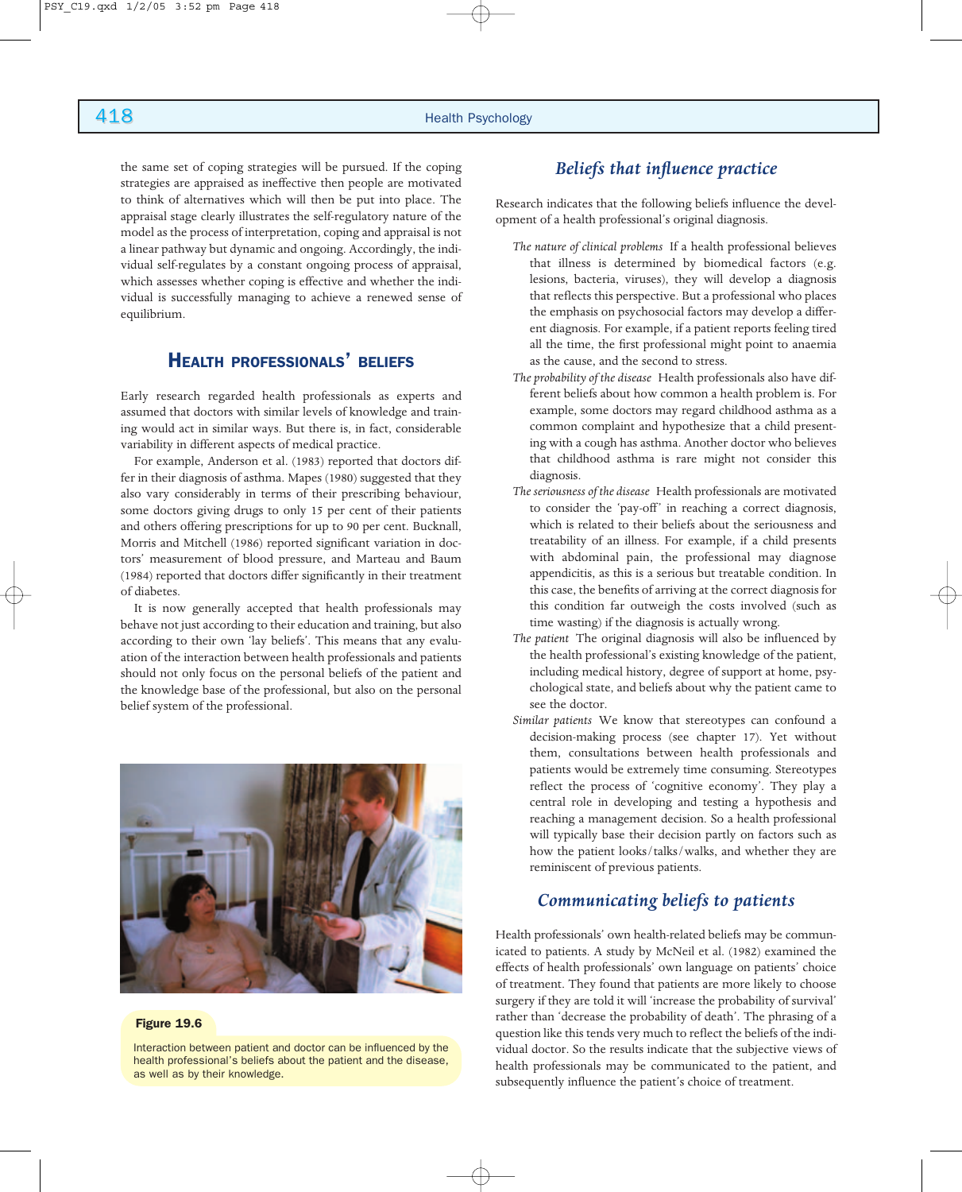the same set of coping strategies will be pursued. If the coping strategies are appraised as ineffective then people are motivated to think of alternatives which will then be put into place. The appraisal stage clearly illustrates the self-regulatory nature of the model as the process of interpretation, coping and appraisal is not a linear pathway but dynamic and ongoing. Accordingly, the individual self-regulates by a constant ongoing process of appraisal, which assesses whether coping is effective and whether the individual is successfully managing to achieve a renewed sense of equilibrium.

## Health professionals' beliefs

Early research regarded health professionals as experts and assumed that doctors with similar levels of knowledge and training would act in similar ways. But there is, in fact, considerable variability in different aspects of medical practice.

For example, Anderson et al. (1983) reported that doctors differ in their diagnosis of asthma. Mapes (1980) suggested that they also vary considerably in terms of their prescribing behaviour, some doctors giving drugs to only 15 per cent of their patients and others offering prescriptions for up to 90 per cent. Bucknall, Morris and Mitchell (1986) reported significant variation in doctors' measurement of blood pressure, and Marteau and Baum (1984) reported that doctors differ significantly in their treatment of diabetes.

It is now generally accepted that health professionals may behave not just according to their education and training, but also according to their own 'lay beliefs'. This means that any evaluation of the interaction between health professionals and patients should not only focus on the personal beliefs of the patient and the knowledge base of the professional, but also on the personal belief system of the professional.

**Figure 19.6**

Interaction between patient and doctor can be influenced by the health professional's beliefs about the patient and the disease, as well as by their knowledge.

### *Beliefs that influence practice*

Research indicates that the following beliefs influence the development of a health professional's original diagnosis.

*The nature of clinical problems* If a health professional believes that illness is determined by biomedical factors (e.g. lesions, bacteria, viruses), they will develop a diagnosis that reflects this perspective. But a professional who places the emphasis on psychosocial factors may develop a different diagnosis. For example, if a patient reports feeling tired all the time, the first professional might point to anaemia as the cause, and the second to stress.

*The probability of the disease* Health professionals also have different beliefs about how common a health problem is. For example, some doctors may regard childhood asthma as a common complaint and hypothesize that a child presenting with a cough has asthma. Another doctor who believes that childhood asthma is rare might not consider this diagnosis.

*The seriousness of the disease* Health professionals are motivated to consider the 'pay-off' in reaching a correct diagnosis, which is related to their beliefs about the seriousness and treatability of an illness. For example, if a child presents with abdominal pain, the professional may diagnose appendicitis, as this is a serious but treatable condition. In this case, the benefits of arriving at the correct diagnosis for this condition far outweigh the costs involved (such as time wasting) if the diagnosis is actually wrong.

*The patient* The original diagnosis will also be influenced by the health professional's existing knowledge of the patient, including medical history, degree of support at home, psychological state, and beliefs about why the patient came to see the doctor.

*Similar patients* We know that stereotypes can confound a decision-making process (see chapter 17). Yet without them, consultations between health professionals and patients would be extremely time consuming. Stereotypes reflect the process of 'cognitive economy'. They play a central role in developing and testing a hypothesis and reaching a management decision. So a health professional will typically base their decision partly on factors such as how the patient looks/talks/walks, and whether they are reminiscent of previous patients.

### *Communicating beliefs to patients*

Health professionals' own health-related beliefs may be communicated to patients. A study by McNeil et al. (1982) examined the effects of health professionals' own language on patients' choice of treatment. They found that patients are more likely to choose surgery if they are told it will 'increase the probability of survival' rather than 'decrease the probability of death'. The phrasing of a question like this tends very much to reflect the beliefs of the individual doctor. So the results indicate that the subjective views of health professionals may be communicated to the patient, and subsequently influence the patient's choice of treatment.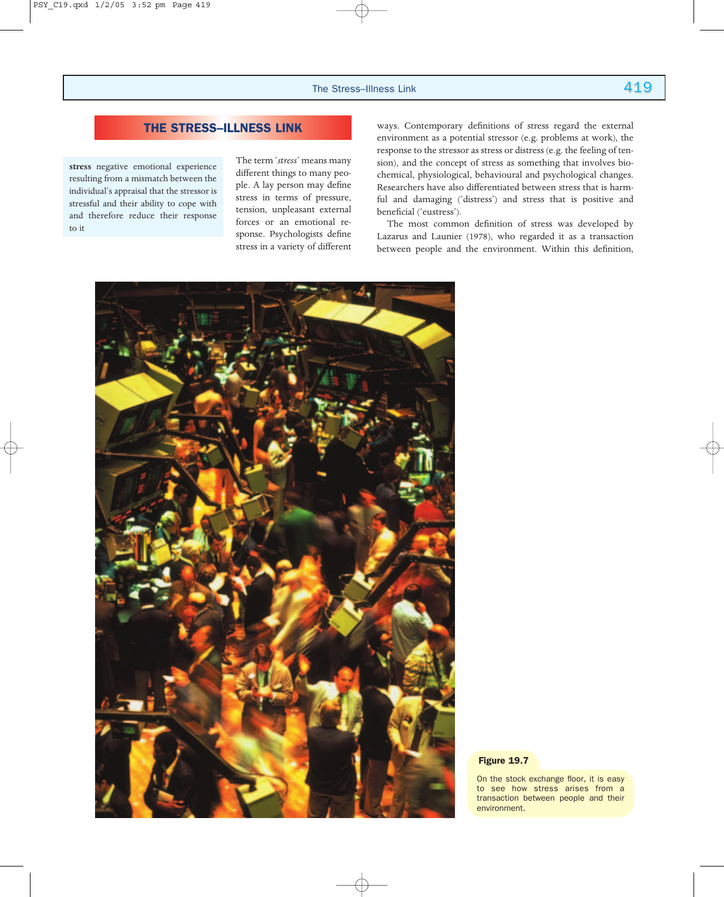## THE STRESS–ILLNESS LINK

**stress** negative emotional experience resulting from a mismatch between the individual's appraisal that the stressor is stressful and their ability to cope with and therefore reduce their response to it

The term '*stress*' means many different things to many people. A lay person may define stress in terms of pressure, tension, unpleasant external forces or an emotional response. Psychologists define stress in a variety of different ways. Contemporary definitions of stress regard the external environment as a potential stressor (e.g. problems at work), the response to the stressor as stress or distress (e.g. the feeling of tension), and the concept of stress as something that involves biochemical, physiological, behavioural and psychological changes. Researchers have also differentiated between stress that is harmful and damaging ('distress') and stress that is positive and beneficial ('eustress').

The most common definition of stress was developed by Lazarus and Launier (1978), who regarded it as a transaction between people and the environment. Within this definition,

**Figure 19.7**

On the stock exchange floor, it is easy to see how stress arises from a transaction between people and their environment.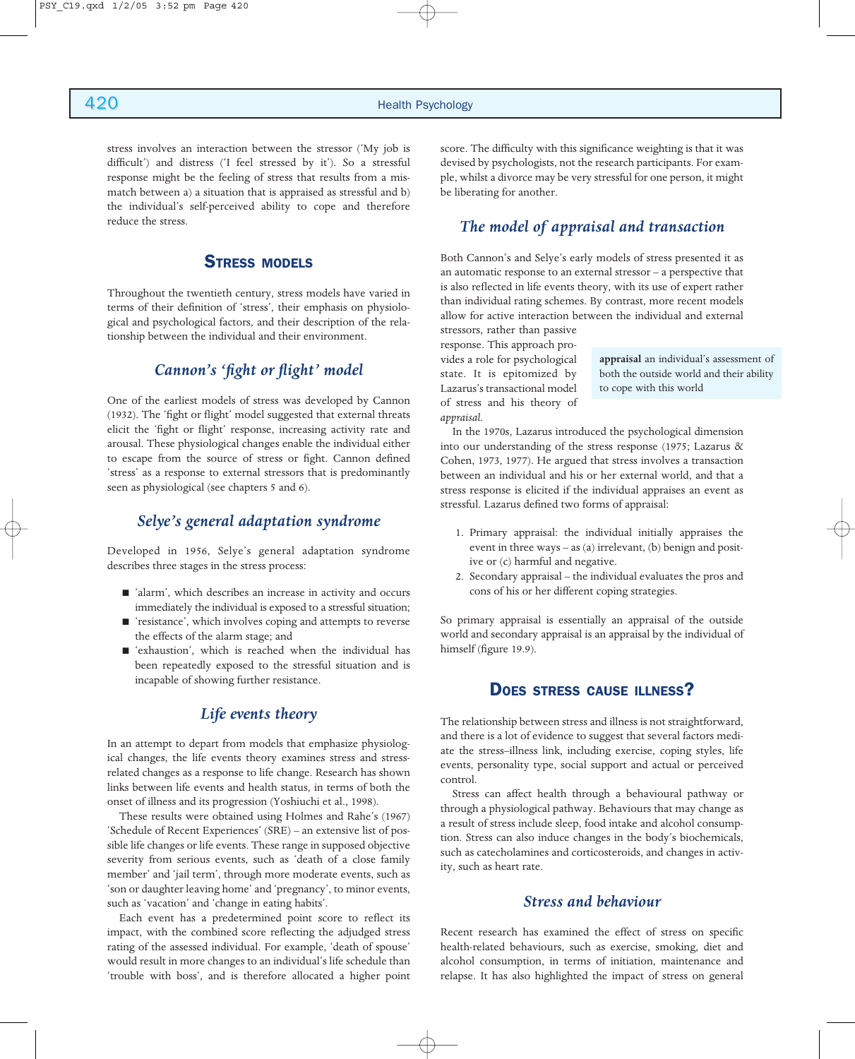stress involves an interaction between the stressor ('My job is difficult') and distress ('I feel stressed by it'). So a stressful response might be the feeling of stress that results from a mismatch between a) a situation that is appraised as stressful and b) the individual's self-perceived ability to cope and therefore reduce the stress.

## Stress models

Throughout the twentieth century, stress models have varied in terms of their definition of 'stress', their emphasis on physiological and psychological factors, and their description of the relationship between the individual and their environment.

### *Cannon's 'fight or flight' model*

One of the earliest models of stress was developed by Cannon (1932). The 'fight or flight' model suggested that external threats elicit the 'fight or flight' response, increasing activity rate and arousal. These physiological changes enable the individual either to escape from the source of stress or fight. Cannon defined 'stress' as a response to external stressors that is predominantly seen as physiological (see chapters 5 and 6).

### *Selye's general adaptation syndrome*

Developed in 1956, Selye's general adaptation syndrome describes three stages in the stress process:

- 'alarm', which describes an increase in activity and occurs immediately the individual is exposed to a stressful situation;
- 'resistance', which involves coping and attempts to reverse the effects of the alarm stage; and
- 'exhaustion', which is reached when the individual has been repeatedly exposed to the stressful situation and is incapable of showing further resistance.

### *Life events theory*

In an attempt to depart from models that emphasize physiological changes, the life events theory examines stress and stress-related changes as a response to life change. Research has shown links between life events and health status, in terms of both the onset of illness and its progression (Yoshiuchi et al., 1998).

These results were obtained using Holmes and Rahe's (1967) 'Schedule of Recent Experiences' (SRE) – an extensive list of possible life changes or life events. These range in supposed objective severity from serious events, such as 'death of a close family member' and 'jail term', through more moderate events, such as 'son or daughter leaving home' and 'pregnancy', to minor events, such as 'vacation' and 'change in eating habits'.

Each event has a predetermined point score to reflect its impact, with the combined score reflecting the adjudged stress rating of the assessed individual. For example, 'death of spouse' would result in more changes to an individual's life schedule than 'trouble with boss', and is therefore allocated a higher point score. The difficulty with this significance weighting is that it was devised by psychologists, not the research participants. For example, whilst a divorce may be very stressful for one person, it might be liberating for another.

### *The model of appraisal and transaction*

Both Cannon's and Selye's early models of stress presented it as an automatic response to an external stressor – a perspective that is also reflected in life events theory, with its use of expert rather than individual rating schemes. By contrast, more recent models allow for active interaction between the individual and external stressors, rather than passive response. This approach provides a role for psychological state. It is epitomized by Lazarus's transactional model of stress and his theory of *appraisal*.

**appraisal** an individual's assessment of both the outside world and their ability to cope with this world

In the 1970s, Lazarus introduced the psychological dimension into our understanding of the stress response (1975; Lazarus & Cohen, 1973, 1977). He argued that stress involves a transaction between an individual and his or her external world, and that a stress response is elicited if the individual appraises an event as stressful. Lazarus defined two forms of appraisal:

1. Primary appraisal: the individual initially appraises the event in three ways – as (a) irrelevant, (b) benign and positive or (c) harmful and negative.
2. Secondary appraisal – the individual evaluates the pros and cons of his or her different coping strategies.

So primary appraisal is essentially an appraisal of the outside world and secondary appraisal is an appraisal by the individual of himself (figure 19.9).

## Does stress cause illness?

The relationship between stress and illness is not straightforward, and there is a lot of evidence to suggest that several factors mediate the stress–illness link, including exercise, coping styles, life events, personality type, social support and actual or perceived control.

Stress can affect health through a behavioural pathway or through a physiological pathway. Behaviours that may change as a result of stress include sleep, food intake and alcohol consumption. Stress can also induce changes in the body's biochemicals, such as catecholamines and corticosteroids, and changes in activity, such as heart rate.

### *Stress and behaviour*

Recent research has examined the effect of stress on specific health-related behaviours, such as exercise, smoking, diet and alcohol consumption, in terms of initiation, maintenance and relapse. It has also highlighted the impact of stress on general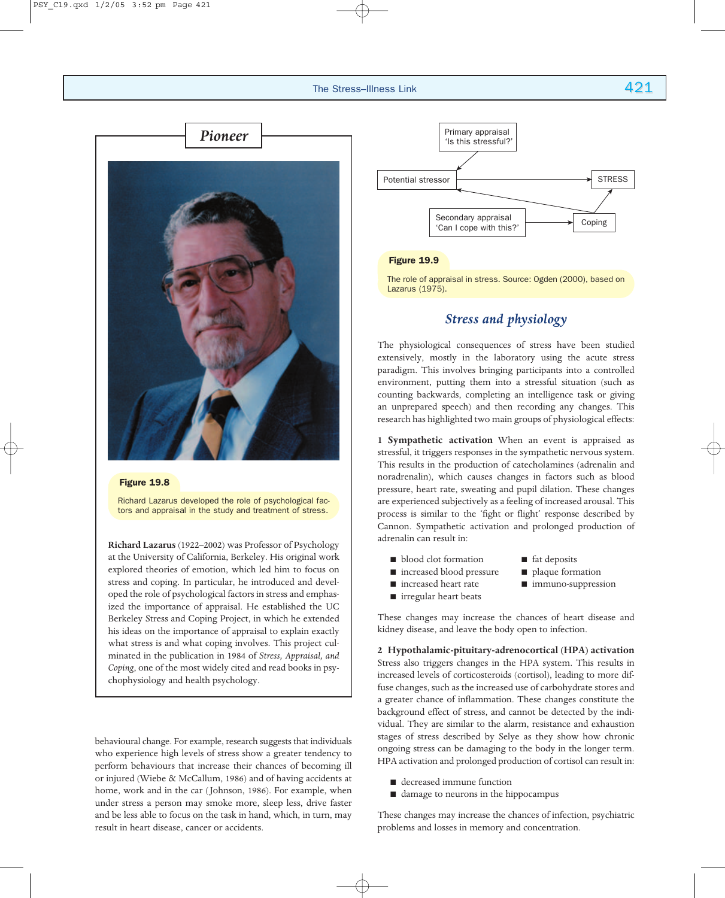## Pioneer

**Figure 19.8**

Richard Lazarus developed the role of psychological factors and appraisal in the study and treatment of stress.

**Richard Lazarus** (1922–2002) was Professor of Psychology at the University of California, Berkeley. His original work explored theories of emotion, which led him to focus on stress and coping. In particular, he introduced and developed the role of psychological factors in stress and emphasized the importance of appraisal. He established the UC Berkeley Stress and Coping Project, in which he extended his ideas on the importance of appraisal to explain exactly what stress is and what coping involves. This project culminated in the publication in 1984 of *Stress, Appraisal, and Coping*, one of the most widely cited and read books in psychophysiology and health psychology.

behavioural change. For example, research suggests that individuals who experience high levels of stress show a greater tendency to perform behaviours that increase their chances of becoming ill or injured (Wiebe & McCallum, 1986) and of having accidents at home, work and in the car (Johnson, 1986). For example, when under stress a person may smoke more, sleep less, drive faster and be less able to focus on the task in hand, which, in turn, may result in heart disease, cancer or accidents.

Primary appraisal 'Is this stressful?'

Potential stressor → STRESS

Secondary appraisal 'Can I cope with this?' → Coping

**Figure 19.9**

The role of appraisal in stress. Source: Ogden (2000), based on Lazarus (1975).

### *Stress and physiology*

The physiological consequences of stress have been studied extensively, mostly in the laboratory using the acute stress paradigm. This involves bringing participants into a controlled environment, putting them into a stressful situation (such as counting backwards, completing an intelligence task or giving an unprepared speech) and then recording any changes. This research has highlighted two main groups of physiological effects:

**1 Sympathetic activation** When an event is appraised as stressful, it triggers responses in the sympathetic nervous system. This results in the production of catecholamines (adrenalin and noradrenalin), which causes changes in factors such as blood pressure, heart rate, sweating and pupil dilation. These changes are experienced subjectively as a feeling of increased arousal. This process is similar to the 'fight or flight' response described by Cannon. Sympathetic activation and prolonged production of adrenalin can result in:

- blood clot formation
- increased blood pressure
- increased heart rate
- irregular heart beats
- fat deposits
- plaque formation
- immuno-suppression

These changes may increase the chances of heart disease and kidney disease, and leave the body open to infection.

**2 Hypothalamic-pituitary-adrenocortical (HPA) activation** Stress also triggers changes in the HPA system. This results in increased levels of corticosteroids (cortisol), leading to more diffuse changes, such as the increased use of carbohydrate stores and a greater chance of inflammation. These changes constitute the background effect of stress, and cannot be detected by the individual. They are similar to the alarm, resistance and exhaustion stages of stress described by Selye as they show how chronic ongoing stress can be damaging to the body in the longer term. HPA activation and prolonged production of cortisol can result in:

- decreased immune function
- damage to neurons in the hippocampus

These changes may increase the chances of infection, psychiatric problems and losses in memory and concentration.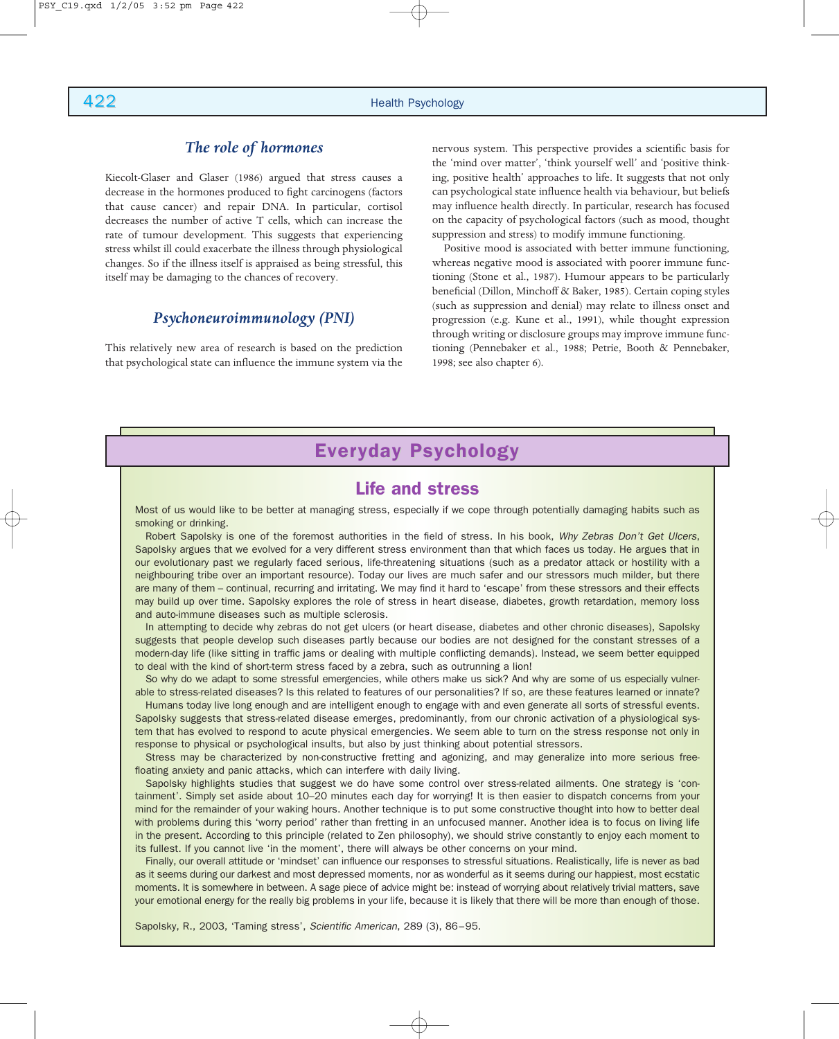## *The role of hormones*

Kiecolt-Glaser and Glaser (1986) argued that stress causes a decrease in the hormones produced to fight carcinogens (factors that cause cancer) and repair DNA. In particular, cortisol decreases the number of active T cells, which can increase the rate of tumour development. This suggests that experiencing stress whilst ill could exacerbate the illness through physiological changes. So if the illness itself is appraised as being stressful, this itself may be damaging to the chances of recovery.

## *Psychoneuroimmunology (PNI)*

This relatively new area of research is based on the prediction that psychological state can influence the immune system via the nervous system. This perspective provides a scientific basis for the 'mind over matter', 'think yourself well' and 'positive thinking, positive health' approaches to life. It suggests that not only can psychological state influence health via behaviour, but beliefs may influence health directly. In particular, research has focused on the capacity of psychological factors (such as mood, thought suppression and stress) to modify immune functioning.

Positive mood is associated with better immune functioning, whereas negative mood is associated with poorer immune functioning (Stone et al., 1987). Humour appears to be particularly beneficial (Dillon, Minchoff & Baker, 1985). Certain coping styles (such as suppression and denial) may relate to illness onset and progression (e.g. Kune et al., 1991), while thought expression through writing or disclosure groups may improve immune functioning (Pennebaker et al., 1988; Petrie, Booth & Pennebaker, 1998; see also chapter 6).

## Everyday Psychology

### Life and stress

Most of us would like to be better at managing stress, especially if we cope through potentially damaging habits such as smoking or drinking.

Robert Sapolsky is one of the foremost authorities in the field of stress. In his book, *Why Zebras Don't Get Ulcers*, Sapolsky argues that we evolved for a very different stress environment than that which faces us today. He argues that in our evolutionary past we regularly faced serious, life-threatening situations (such as a predator attack or hostility with a neighbouring tribe over an important resource). Today our lives are much safer and our stressors much milder, but there are many of them – continual, recurring and irritating. We may find it hard to 'escape' from these stressors and their effects may build up over time. Sapolsky explores the role of stress in heart disease, diabetes, growth retardation, memory loss and auto-immune diseases such as multiple sclerosis.

In attempting to decide why zebras do not get ulcers (or heart disease, diabetes and other chronic diseases), Sapolsky suggests that people develop such diseases partly because our bodies are not designed for the constant stresses of a modern-day life (like sitting in traffic jams or dealing with multiple conflicting demands). Instead, we seem better equipped to deal with the kind of short-term stress faced by a zebra, such as outrunning a lion!

So why do we adapt to some stressful emergencies, while others make us sick? And why are some of us especially vulnerable to stress-related diseases? Is this related to features of our personalities? If so, are these features learned or innate?

Humans today live long enough and are intelligent enough to engage with and even generate all sorts of stressful events. Sapolsky suggests that stress-related disease emerges, predominantly, from our chronic activation of a physiological system that has evolved to respond to acute physical emergencies. We seem able to turn on the stress response not only in response to physical or psychological insults, but also by just thinking about potential stressors.

Stress may be characterized by non-constructive fretting and agonizing, and may generalize into more serious free-floating anxiety and panic attacks, which can interfere with daily living.

Sapolsky highlights studies that suggest we do have some control over stress-related ailments. One strategy is 'containment'. Simply set aside about 10–20 minutes each day for worrying! It is then easier to dispatch concerns from your mind for the remainder of your waking hours. Another technique is to put some constructive thought into how to better deal with problems during this 'worry period' rather than fretting in an unfocused manner. Another idea is to focus on living life in the present. According to this principle (related to Zen philosophy), we should strive constantly to enjoy each moment to its fullest. If you cannot live 'in the moment', there will always be other concerns on your mind.

Finally, our overall attitude or 'mindset' can influence our responses to stressful situations. Realistically, life is never as bad as it seems during our darkest and most depressed moments, nor as wonderful as it seems during our happiest, most ecstatic moments. It is somewhere in between. A sage piece of advice might be: instead of worrying about relatively trivial matters, save your emotional energy for the really big problems in your life, because it is likely that there will be more than enough of those.

Sapolsky, R., 2003, 'Taming stress', *Scientific American*, 289 (3), 86–95.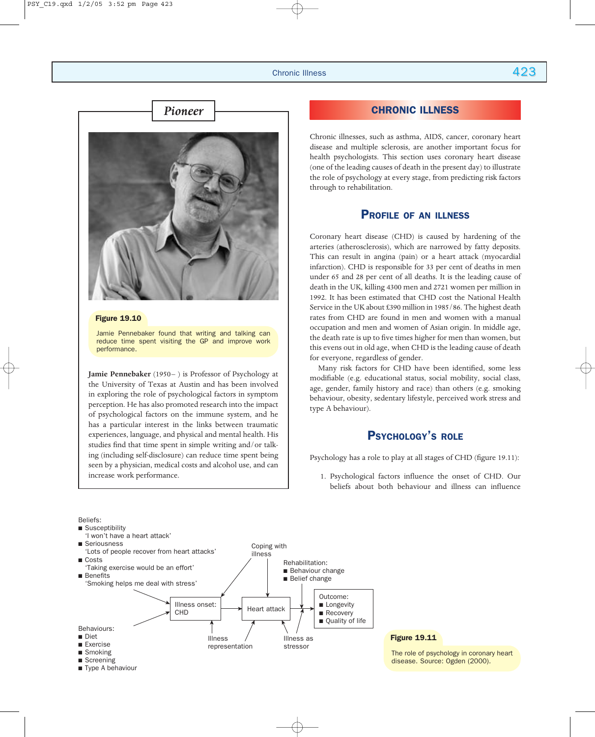## Pioneer

Figure 19.10

Jamie Pennebaker found that writing and talking can reduce time spent visiting the GP and improve work performance.

**Jamie Pennebaker** (1950– ) is Professor of Psychology at the University of Texas at Austin and has been involved in exploring the role of psychological factors in symptom perception. He has also promoted research into the impact of psychological factors on the immune system, and he has a particular interest in the links between traumatic experiences, language, and physical and mental health. His studies find that time spent in simple writing and/or talking (including self-disclosure) can reduce time spent being seen by a physician, medical costs and alcohol use, and can increase work performance.

# CHRONIC ILLNESS

Chronic illnesses, such as asthma, AIDS, cancer, coronary heart disease and multiple sclerosis, are another important focus for health psychologists. This section uses coronary heart disease (one of the leading causes of death in the present day) to illustrate the role of psychology at every stage, from predicting risk factors through to rehabilitation.

## Profile of an illness

Coronary heart disease (CHD) is caused by hardening of the arteries (atherosclerosis), which are narrowed by fatty deposits. This can result in angina (pain) or a heart attack (myocardial infarction). CHD is responsible for 33 per cent of deaths in men under 65 and 28 per cent of all deaths. It is the leading cause of death in the UK, killing 4300 men and 2721 women per million in 1992. It has been estimated that CHD cost the National Health Service in the UK about £390 million in 1985/86. The highest death rates from CHD are found in men and women with a manual occupation and men and women of Asian origin. In middle age, the death rate is up to five times higher for men than women, but this evens out in old age, when CHD is the leading cause of death for everyone, regardless of gender.

Many risk factors for CHD have been identified, some less modifiable (e.g. educational status, social mobility, social class, age, gender, family history and race) than others (e.g. smoking behaviour, obesity, sedentary lifestyle, perceived work stress and type A behaviour).

## Psychology's role

Psychology has a role to play at all stages of CHD (figure 19.11):

1. Psychological factors influence the onset of CHD. Our beliefs about both behaviour and illness can influence

Beliefs:
- Susceptibility
  'I won't have a heart attack'
- Seriousness
  'Lots of people recover from heart attacks'
- Costs
  'Taking exercise would be an effort'
- Benefits
  'Smoking helps me deal with stress'

Behaviours:
- Diet
- Exercise
- Smoking
- Screening
- Type A behaviour

Illness onset: CHD → Heart attack → Outcome:
- Longevity
- Recovery
- Quality of life

Coping with illness

Rehabilitation:
- Behaviour change
- Belief change

Illness representation

Illness as stressor

Figure 19.11

The role of psychology in coronary heart disease. Source: Ogden (2000).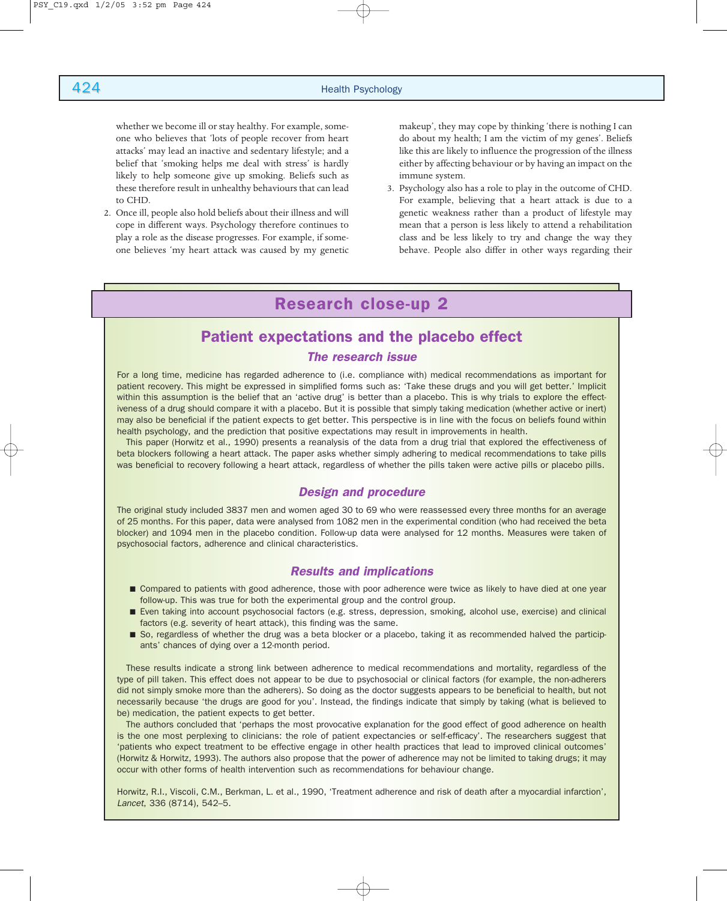whether we become ill or stay healthy. For example, someone who believes that 'lots of people recover from heart attacks' may lead an inactive and sedentary lifestyle; and a belief that 'smoking helps me deal with stress' is hardly likely to help someone give up smoking. Beliefs such as these therefore result in unhealthy behaviours that can lead to CHD.

2. Once ill, people also hold beliefs about their illness and will cope in different ways. Psychology therefore continues to play a role as the disease progresses. For example, if someone believes 'my heart attack was caused by my genetic makeup', they may cope by thinking 'there is nothing I can do about my health; I am the victim of my genes'. Beliefs like this are likely to influence the progression of the illness either by affecting behaviour or by having an impact on the immune system.
3. Psychology also has a role to play in the outcome of CHD. For example, believing that a heart attack is due to a genetic weakness rather than a product of lifestyle may mean that a person is less likely to attend a rehabilitation class and be less likely to try and change the way they behave. People also differ in other ways regarding their

## Research close-up 2

### Patient expectations and the placebo effect

#### *The research issue*

For a long time, medicine has regarded adherence to (i.e. compliance with) medical recommendations as important for patient recovery. This might be expressed in simplified forms such as: 'Take these drugs and you will get better.' Implicit within this assumption is the belief that an 'active drug' is better than a placebo. This is why trials to explore the effectiveness of a drug should compare it with a placebo. But it is possible that simply taking medication (whether active or inert) may also be beneficial if the patient expects to get better. This perspective is in line with the focus on beliefs found within health psychology, and the prediction that positive expectations may result in improvements in health.

This paper (Horwitz et al., 1990) presents a reanalysis of the data from a drug trial that explored the effectiveness of beta blockers following a heart attack. The paper asks whether simply adhering to medical recommendations to take pills was beneficial to recovery following a heart attack, regardless of whether the pills taken were active pills or placebo pills.

#### *Design and procedure*

The original study included 3837 men and women aged 30 to 69 who were reassessed every three months for an average of 25 months. For this paper, data were analysed from 1082 men in the experimental condition (who had received the beta blocker) and 1094 men in the placebo condition. Follow-up data were analysed for 12 months. Measures were taken of psychosocial factors, adherence and clinical characteristics.

#### *Results and implications*

- Compared to patients with good adherence, those with poor adherence were twice as likely to have died at one year follow-up. This was true for both the experimental group and the control group.
- Even taking into account psychosocial factors (e.g. stress, depression, smoking, alcohol use, exercise) and clinical factors (e.g. severity of heart attack), this finding was the same.
- So, regardless of whether the drug was a beta blocker or a placebo, taking it as recommended halved the participants' chances of dying over a 12-month period.

These results indicate a strong link between adherence to medical recommendations and mortality, regardless of the type of pill taken. This effect does not appear to be due to psychosocial or clinical factors (for example, the non-adherers did not simply smoke more than the adherers). So doing as the doctor suggests appears to be beneficial to health, but not necessarily because 'the drugs are good for you'. Instead, the findings indicate that simply by taking (what is believed to be) medication, the patient expects to get better.

The authors concluded that 'perhaps the most provocative explanation for the good effect of good adherence on health is the one most perplexing to clinicians: the role of patient expectancies or self-efficacy'. The researchers suggest that 'patients who expect treatment to be effective engage in other health practices that lead to improved clinical outcomes' (Horwitz & Horwitz, 1993). The authors also propose that the power of adherence may not be limited to taking drugs; it may occur with other forms of health intervention such as recommendations for behaviour change.

Horwitz, R.I., Viscoli, C.M., Berkman, L. et al., 1990, 'Treatment adherence and risk of death after a myocardial infarction', *Lancet*, 336 (8714), 542–5.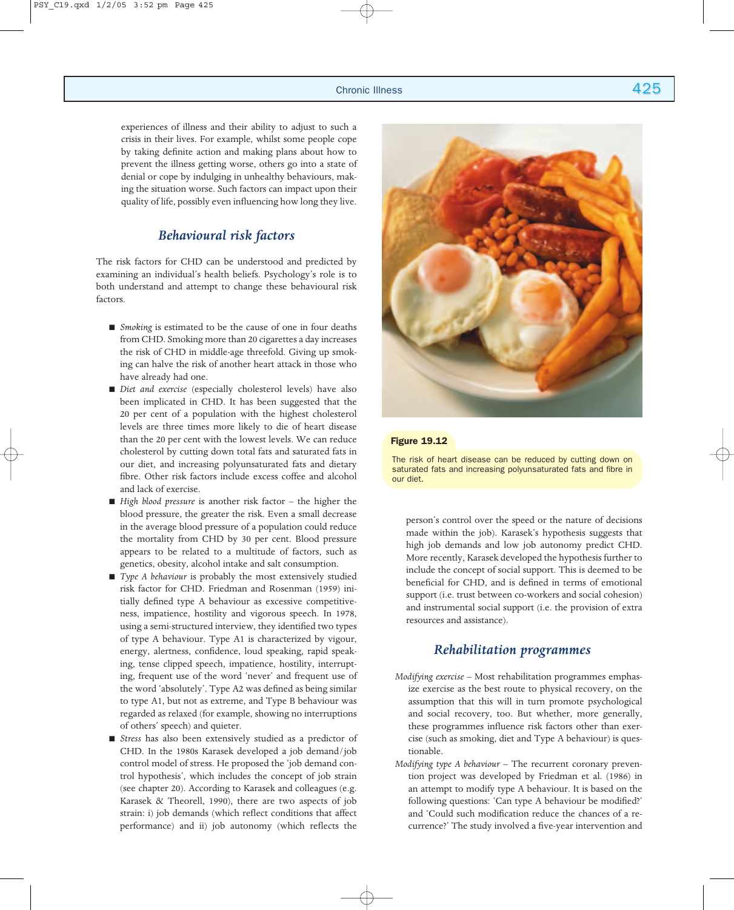experiences of illness and their ability to adjust to such a crisis in their lives. For example, whilst some people cope by taking definite action and making plans about how to prevent the illness getting worse, others go into a state of denial or cope by indulging in unhealthy behaviours, making the situation worse. Such factors can impact upon their quality of life, possibly even influencing how long they live.

## Behavioural risk factors

The risk factors for CHD can be understood and predicted by examining an individual's health beliefs. Psychology's role is to both understand and attempt to change these behavioural risk factors.

- *Smoking* is estimated to be the cause of one in four deaths from CHD. Smoking more than 20 cigarettes a day increases the risk of CHD in middle-age threefold. Giving up smoking can halve the risk of another heart attack in those who have already had one.
- *Diet and exercise* (especially cholesterol levels) have also been implicated in CHD. It has been suggested that the 20 per cent of a population with the highest cholesterol levels are three times more likely to die of heart disease than the 20 per cent with the lowest levels. We can reduce cholesterol by cutting down total fats and saturated fats in our diet, and increasing polyunsaturated fats and dietary fibre. Other risk factors include excess coffee and alcohol and lack of exercise.
- *High blood pressure* is another risk factor – the higher the blood pressure, the greater the risk. Even a small decrease in the average blood pressure of a population could reduce the mortality from CHD by 30 per cent. Blood pressure appears to be related to a multitude of factors, such as genetics, obesity, alcohol intake and salt consumption.
- *Type A behaviour* is probably the most extensively studied risk factor for CHD. Friedman and Rosenman (1959) initially defined type A behaviour as excessive competitiveness, impatience, hostility and vigorous speech. In 1978, using a semi-structured interview, they identified two types of type A behaviour. Type A1 is characterized by vigour, energy, alertness, confidence, loud speaking, rapid speaking, tense clipped speech, impatience, hostility, interrupting, frequent use of the word 'never' and frequent use of the word 'absolutely'. Type A2 was defined as being similar to type A1, but not as extreme, and Type B behaviour was regarded as relaxed (for example, showing no interruptions of others' speech) and quieter.
- *Stress* has also been extensively studied as a predictor of CHD. In the 1980s Karasek developed a job demand/job control model of stress. He proposed the 'job demand control hypothesis', which includes the concept of job strain (see chapter 20). According to Karasek and colleagues (e.g. Karasek & Theorell, 1990), there are two aspects of job strain: i) job demands (which reflect conditions that affect performance) and ii) job autonomy (which reflects the person's control over the speed or the nature of decisions made within the job). Karasek's hypothesis suggests that high job demands and low job autonomy predict CHD. More recently, Karasek developed the hypothesis further to include the concept of social support. This is deemed to be beneficial for CHD, and is defined in terms of emotional support (i.e. trust between co-workers and social cohesion) and instrumental social support (i.e. the provision of extra resources and assistance).

**Figure 19.12**

The risk of heart disease can be reduced by cutting down on saturated fats and increasing polyunsaturated fats and fibre in our diet.

## Rehabilitation programmes

*Modifying exercise* – Most rehabilitation programmes emphasize exercise as the best route to physical recovery, on the assumption that this will in turn promote psychological and social recovery, too. But whether, more generally, these programmes influence risk factors other than exercise (such as smoking, diet and Type A behaviour) is questionable.

*Modifying type A behaviour* – The recurrent coronary prevention project was developed by Friedman et al. (1986) in an attempt to modify type A behaviour. It is based on the following questions: 'Can type A behaviour be modified?' and 'Could such modification reduce the chances of a recurrence?' The study involved a five-year intervention and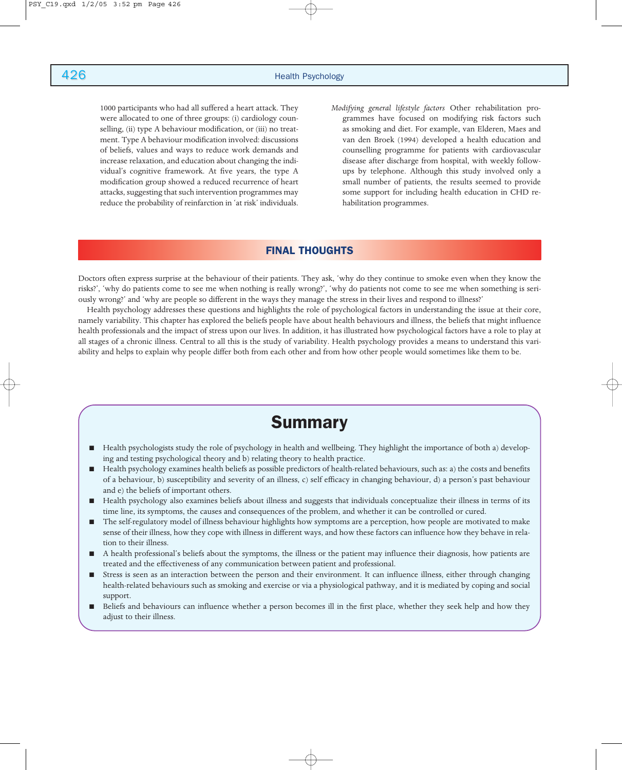1000 participants who had all suffered a heart attack. They were allocated to one of three groups: (i) cardiology counselling, (ii) type A behaviour modification, or (iii) no treatment. Type A behaviour modification involved: discussions of beliefs, values and ways to reduce work demands and increase relaxation, and education about changing the individual's cognitive framework. At five years, the type A modification group showed a reduced recurrence of heart attacks, suggesting that such intervention programmes may reduce the probability of reinfarction in 'at risk' individuals.

*Modifying general lifestyle factors* Other rehabilitation programmes have focused on modifying risk factors such as smoking and diet. For example, van Elderen, Maes and van den Broek (1994) developed a health education and counselling programme for patients with cardiovascular disease after discharge from hospital, with weekly follow-ups by telephone. Although this study involved only a small number of patients, the results seemed to provide some support for including health education in CHD rehabilitation programmes.

## FINAL THOUGHTS

Doctors often express surprise at the behaviour of their patients. They ask, 'why do they continue to smoke even when they know the risks?', 'why do patients come to see me when nothing is really wrong?', 'why do patients not come to see me when something is seriously wrong?' and 'why are people so different in the ways they manage the stress in their lives and respond to illness?'

Health psychology addresses these questions and highlights the role of psychological factors in understanding the issue at their core, namely variability. This chapter has explored the beliefs people have about health behaviours and illness, the beliefs that might influence health professionals and the impact of stress upon our lives. In addition, it has illustrated how psychological factors have a role to play at all stages of a chronic illness. Central to all this is the study of variability. Health psychology provides a means to understand this variability and helps to explain why people differ both from each other and from how other people would sometimes like them to be.

## Summary

- Health psychologists study the role of psychology in health and wellbeing. They highlight the importance of both a) developing and testing psychological theory and b) relating theory to health practice.
- Health psychology examines health beliefs as possible predictors of health-related behaviours, such as: a) the costs and benefits of a behaviour, b) susceptibility and severity of an illness, c) self efficacy in changing behaviour, d) a person's past behaviour and e) the beliefs of important others.
- Health psychology also examines beliefs about illness and suggests that individuals conceptualize their illness in terms of its time line, its symptoms, the causes and consequences of the problem, and whether it can be controlled or cured.
- The self-regulatory model of illness behaviour highlights how symptoms are a perception, how people are motivated to make sense of their illness, how they cope with illness in different ways, and how these factors can influence how they behave in relation to their illness.
- A health professional's beliefs about the symptoms, the illness or the patient may influence their diagnosis, how patients are treated and the effectiveness of any communication between patient and professional.
- Stress is seen as an interaction between the person and their environment. It can influence illness, either through changing health-related behaviours such as smoking and exercise or via a physiological pathway, and it is mediated by coping and social support.
- Beliefs and behaviours can influence whether a person becomes ill in the first place, whether they seek help and how they adjust to their illness.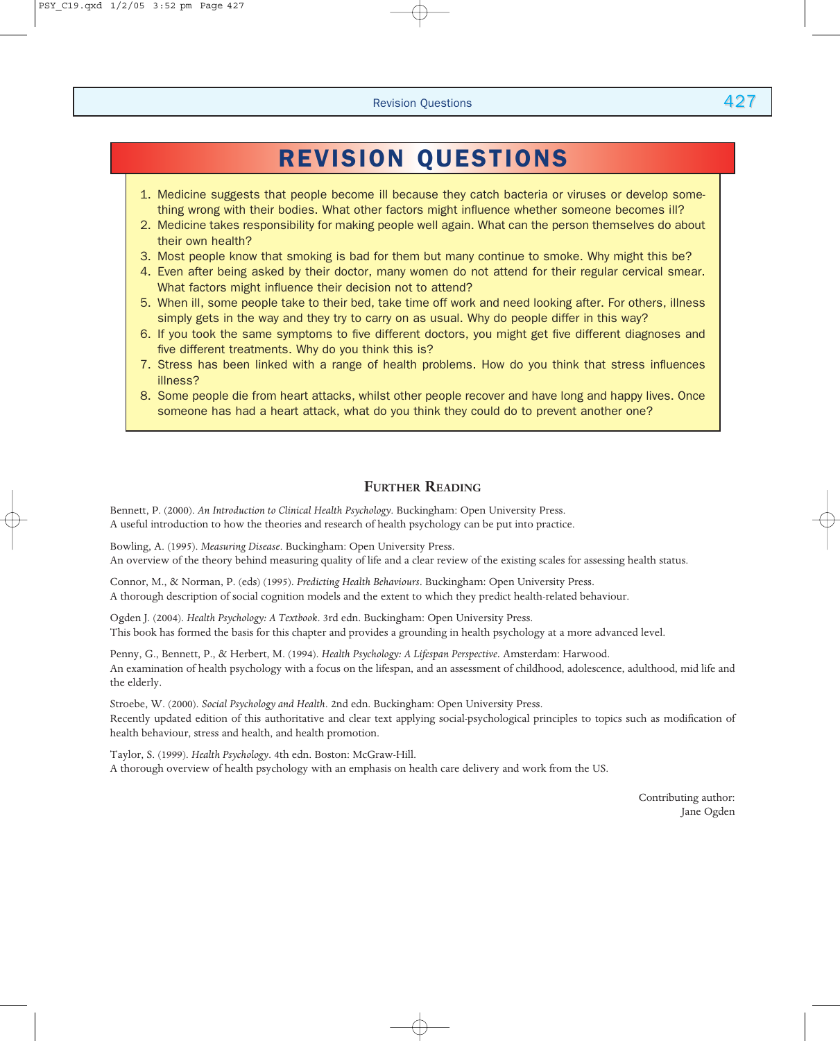# REVISION QUESTIONS

1. Medicine suggests that people become ill because they catch bacteria or viruses or develop something wrong with their bodies. What other factors might influence whether someone becomes ill?
2. Medicine takes responsibility for making people well again. What can the person themselves do about their own health?
3. Most people know that smoking is bad for them but many continue to smoke. Why might this be?
4. Even after being asked by their doctor, many women do not attend for their regular cervical smear. What factors might influence their decision not to attend?
5. When ill, some people take to their bed, take time off work and need looking after. For others, illness simply gets in the way and they try to carry on as usual. Why do people differ in this way?
6. If you took the same symptoms to five different doctors, you might get five different diagnoses and five different treatments. Why do you think this is?
7. Stress has been linked with a range of health problems. How do you think that stress influences illness?
8. Some people die from heart attacks, whilst other people recover and have long and happy lives. Once someone has had a heart attack, what do you think they could do to prevent another one?

## Further Reading

Bennett, P. (2000). *An Introduction to Clinical Health Psychology*. Buckingham: Open University Press.
A useful introduction to how the theories and research of health psychology can be put into practice.

Bowling, A. (1995). *Measuring Disease*. Buckingham: Open University Press.
An overview of the theory behind measuring quality of life and a clear review of the existing scales for assessing health status.

Connor, M., & Norman, P. (eds) (1995). *Predicting Health Behaviours*. Buckingham: Open University Press.
A thorough description of social cognition models and the extent to which they predict health-related behaviour.

Ogden J. (2004). *Health Psychology: A Textbook*. 3rd edn. Buckingham: Open University Press.
This book has formed the basis for this chapter and provides a grounding in health psychology at a more advanced level.

Penny, G., Bennett, P., & Herbert, M. (1994). *Health Psychology: A Lifespan Perspective*. Amsterdam: Harwood.
An examination of health psychology with a focus on the lifespan, and an assessment of childhood, adolescence, adulthood, mid life and the elderly.

Stroebe, W. (2000). *Social Psychology and Health*. 2nd edn. Buckingham: Open University Press.
Recently updated edition of this authoritative and clear text applying social-psychological principles to topics such as modification of health behaviour, stress and health, and health promotion.

Taylor, S. (1999). *Health Psychology*. 4th edn. Boston: McGraw-Hill.
A thorough overview of health psychology with an emphasis on health care delivery and work from the US.

Contributing author:
Jane Ogden